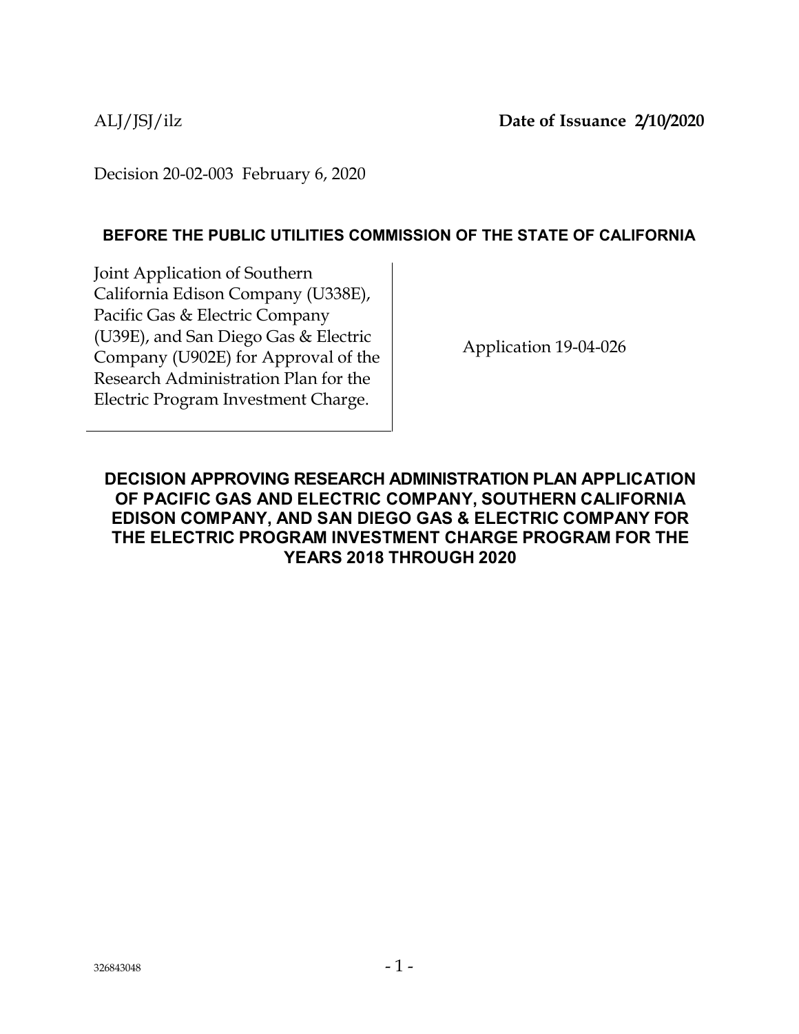ALJ/JSJ/ilz **Date of Issuance 2/10/2020**

Decision 20-02-003 February 6, 2020

**BEFORE THE PUBLIC UTILITIES COMMISSION OF THE STATE OF CALIFORNIA**

| | |
|---|---|
| Joint Application of Southern California Edison Company (U338E), Pacific Gas & Electric Company (U39E), and San Diego Gas & Electric Company (U902E) for Approval of the Research Administration Plan for the Electric Program Investment Charge. | Application 19-04-026 |

**DECISION APPROVING RESEARCH ADMINISTRATION PLAN APPLICATION OF PACIFIC GAS AND ELECTRIC COMPANY, SOUTHERN CALIFORNIA EDISON COMPANY, AND SAN DIEGO GAS & ELECTRIC COMPANY FOR THE ELECTRIC PROGRAM INVESTMENT CHARGE PROGRAM FOR THE YEARS 2018 THROUGH 2020**

326843048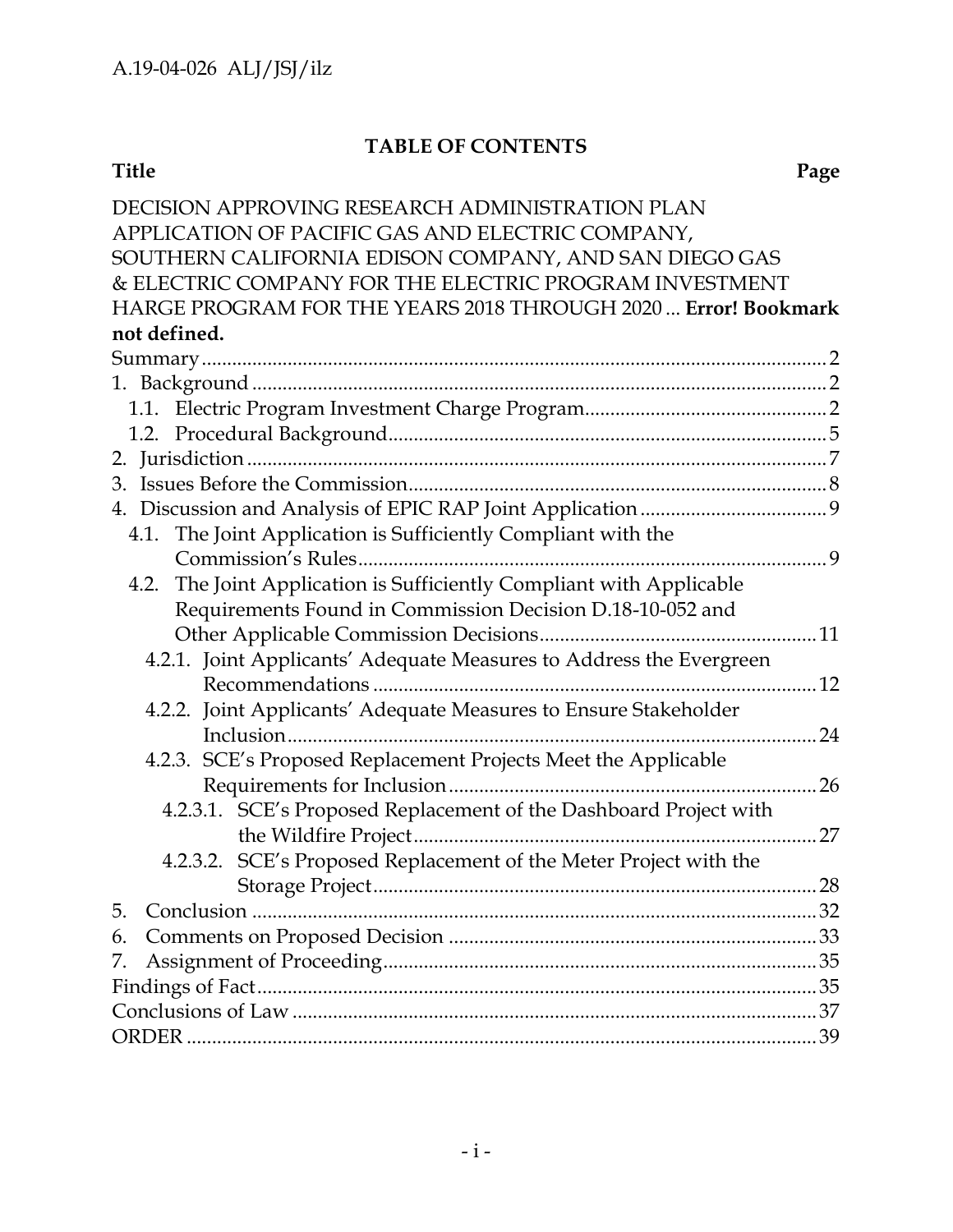**TABLE OF CONTENTS**

**Title** **Page**

DECISION APPROVING RESEARCH ADMINISTRATION PLAN APPLICATION OF PACIFIC GAS AND ELECTRIC COMPANY, SOUTHERN CALIFORNIA EDISON COMPANY, AND SAN DIEGO GAS & ELECTRIC COMPANY FOR THE ELECTRIC PROGRAM INVESTMENT HARGE PROGRAM FOR THE YEARS 2018 THROUGH 2020 ... **Error! Bookmark not defined.**

Summary ..... 2

1. Background ..... 2
   - 1.1. Electric Program Investment Charge Program ..... 2
   - 1.2. Procedural Background ..... 5
2. Jurisdiction ..... 7
3. Issues Before the Commission ..... 8
4. Discussion and Analysis of EPIC RAP Joint Application ..... 9
   - 4.1. The Joint Application is Sufficiently Compliant with the Commission's Rules ..... 9
   - 4.2. The Joint Application is Sufficiently Compliant with Applicable Requirements Found in Commission Decision D.18-10-052 and Other Applicable Commission Decisions ..... 11
     - 4.2.1. Joint Applicants' Adequate Measures to Address the Evergreen Recommendations ..... 12
     - 4.2.2. Joint Applicants' Adequate Measures to Ensure Stakeholder Inclusion ..... 24
     - 4.2.3. SCE's Proposed Replacement Projects Meet the Applicable Requirements for Inclusion ..... 26
       - 4.2.3.1. SCE's Proposed Replacement of the Dashboard Project with the Wildfire Project ..... 27
       - 4.2.3.2. SCE's Proposed Replacement of the Meter Project with the Storage Project ..... 28
5. Conclusion ..... 32
6. Comments on Proposed Decision ..... 33
7. Assignment of Proceeding ..... 35

Findings of Fact ..... 35

Conclusions of Law ..... 37

ORDER ..... 39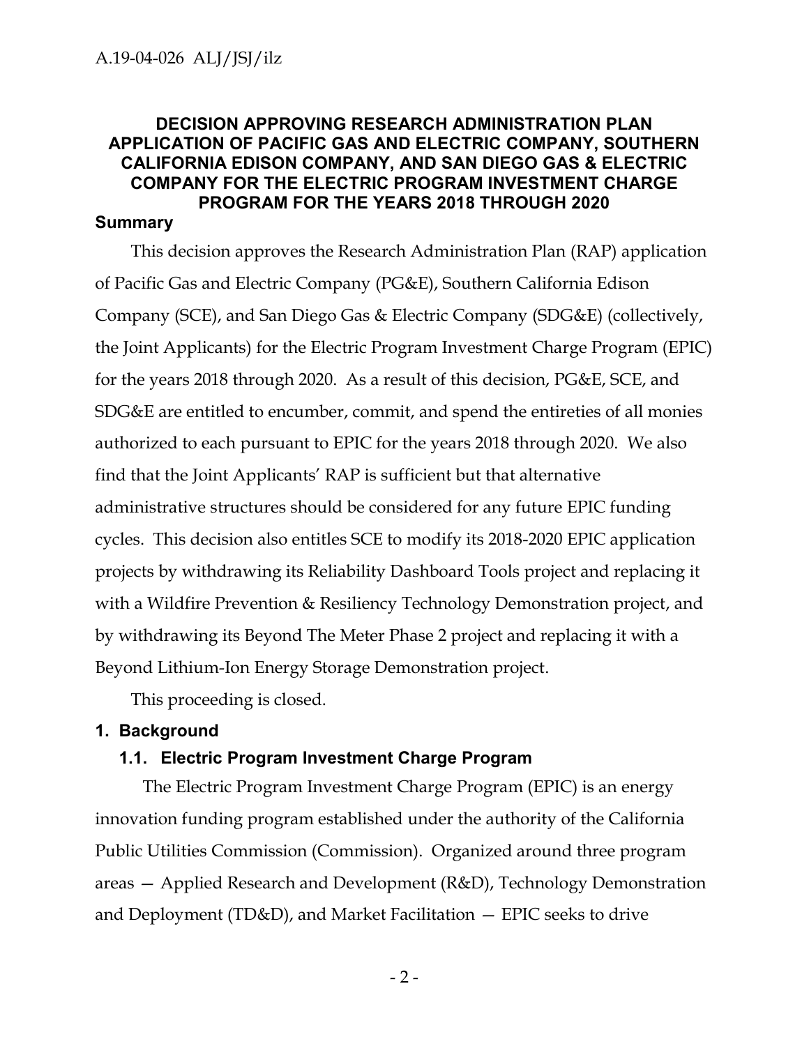**DECISION APPROVING RESEARCH ADMINISTRATION PLAN APPLICATION OF PACIFIC GAS AND ELECTRIC COMPANY, SOUTHERN CALIFORNIA EDISON COMPANY, AND SAN DIEGO GAS & ELECTRIC COMPANY FOR THE ELECTRIC PROGRAM INVESTMENT CHARGE PROGRAM FOR THE YEARS 2018 THROUGH 2020**

## Summary

This decision approves the Research Administration Plan (RAP) application of Pacific Gas and Electric Company (PG&E), Southern California Edison Company (SCE), and San Diego Gas & Electric Company (SDG&E) (collectively, the Joint Applicants) for the Electric Program Investment Charge Program (EPIC) for the years 2018 through 2020. As a result of this decision, PG&E, SCE, and SDG&E are entitled to encumber, commit, and spend the entireties of all monies authorized to each pursuant to EPIC for the years 2018 through 2020. We also find that the Joint Applicants' RAP is sufficient but that alternative administrative structures should be considered for any future EPIC funding cycles. This decision also entitles SCE to modify its 2018-2020 EPIC application projects by withdrawing its Reliability Dashboard Tools project and replacing it with a Wildfire Prevention & Resiliency Technology Demonstration project, and by withdrawing its Beyond The Meter Phase 2 project and replacing it with a Beyond Lithium-Ion Energy Storage Demonstration project.

This proceeding is closed.

## 1. Background

### 1.1. Electric Program Investment Charge Program

The Electric Program Investment Charge Program (EPIC) is an energy innovation funding program established under the authority of the California Public Utilities Commission (Commission). Organized around three program areas — Applied Research and Development (R&D), Technology Demonstration and Deployment (TD&D), and Market Facilitation — EPIC seeks to drive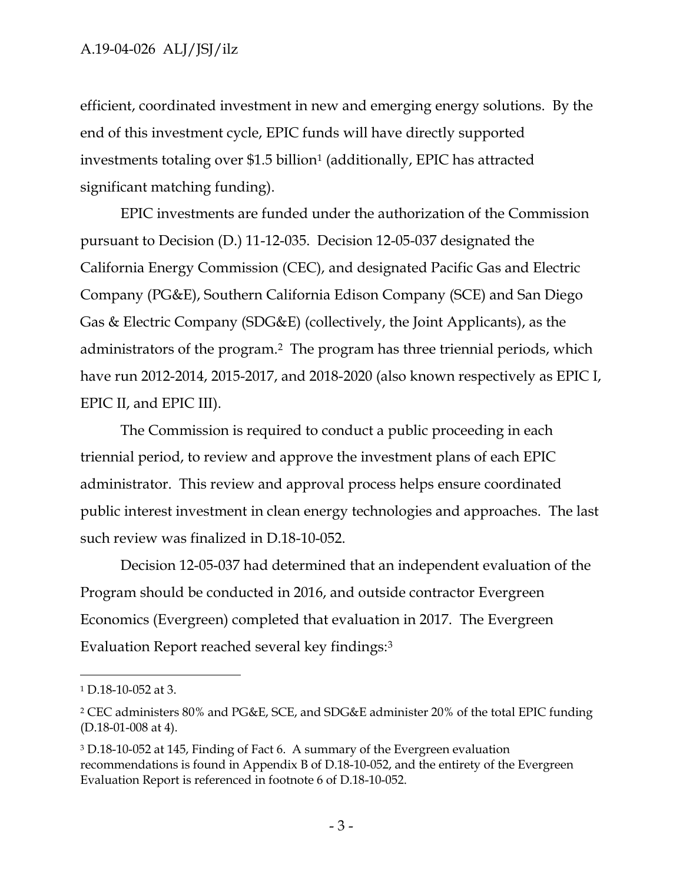efficient, coordinated investment in new and emerging energy solutions. By the end of this investment cycle, EPIC funds will have directly supported investments totaling over $1.5 billion[1] (additionally, EPIC has attracted significant matching funding).

EPIC investments are funded under the authorization of the Commission pursuant to Decision (D.) 11-12-035. Decision 12-05-037 designated the California Energy Commission (CEC), and designated Pacific Gas and Electric Company (PG&E), Southern California Edison Company (SCE) and San Diego Gas & Electric Company (SDG&E) (collectively, the Joint Applicants), as the administrators of the program.[2] The program has three triennial periods, which have run 2012-2014, 2015-2017, and 2018-2020 (also known respectively as EPIC I, EPIC II, and EPIC III).

The Commission is required to conduct a public proceeding in each triennial period, to review and approve the investment plans of each EPIC administrator. This review and approval process helps ensure coordinated public interest investment in clean energy technologies and approaches. The last such review was finalized in D.18-10-052.

Decision 12-05-037 had determined that an independent evaluation of the Program should be conducted in 2016, and outside contractor Evergreen Economics (Evergreen) completed that evaluation in 2017. The Evergreen Evaluation Report reached several key findings:[3]

---

[1] D.18-10-052 at 3.

[2] CEC administers 80% and PG&E, SCE, and SDG&E administer 20% of the total EPIC funding (D.18-01-008 at 4).

[3] D.18-10-052 at 145, Finding of Fact 6. A summary of the Evergreen evaluation recommendations is found in Appendix B of D.18-10-052, and the entirety of the Evergreen Evaluation Report is referenced in footnote 6 of D.18-10-052.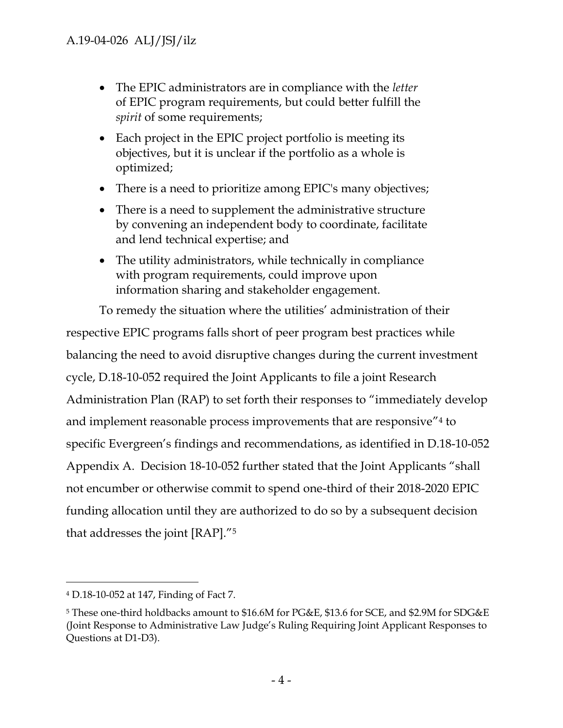- The EPIC administrators are in compliance with the *letter* of EPIC program requirements, but could better fulfill the *spirit* of some requirements;
- Each project in the EPIC project portfolio is meeting its objectives, but it is unclear if the portfolio as a whole is optimized;
- There is a need to prioritize among EPIC's many objectives;
- There is a need to supplement the administrative structure by convening an independent body to coordinate, facilitate and lend technical expertise; and
- The utility administrators, while technically in compliance with program requirements, could improve upon information sharing and stakeholder engagement.

To remedy the situation where the utilities' administration of their respective EPIC programs falls short of peer program best practices while balancing the need to avoid disruptive changes during the current investment cycle, D.18-10-052 required the Joint Applicants to file a joint Research Administration Plan (RAP) to set forth their responses to "immediately develop and implement reasonable process improvements that are responsive"[4] to specific Evergreen's findings and recommendations, as identified in D.18-10-052 Appendix A. Decision 18-10-052 further stated that the Joint Applicants "shall not encumber or otherwise commit to spend one-third of their 2018-2020 EPIC funding allocation until they are authorized to do so by a subsequent decision that addresses the joint [RAP]."[5]

---

[4] D.18-10-052 at 147, Finding of Fact 7.

[5] These one-third holdbacks amount to $16.6M for PG&E, $13.6 for SCE, and $2.9M for SDG&E (Joint Response to Administrative Law Judge's Ruling Requiring Joint Applicant Responses to Questions at D1-D3).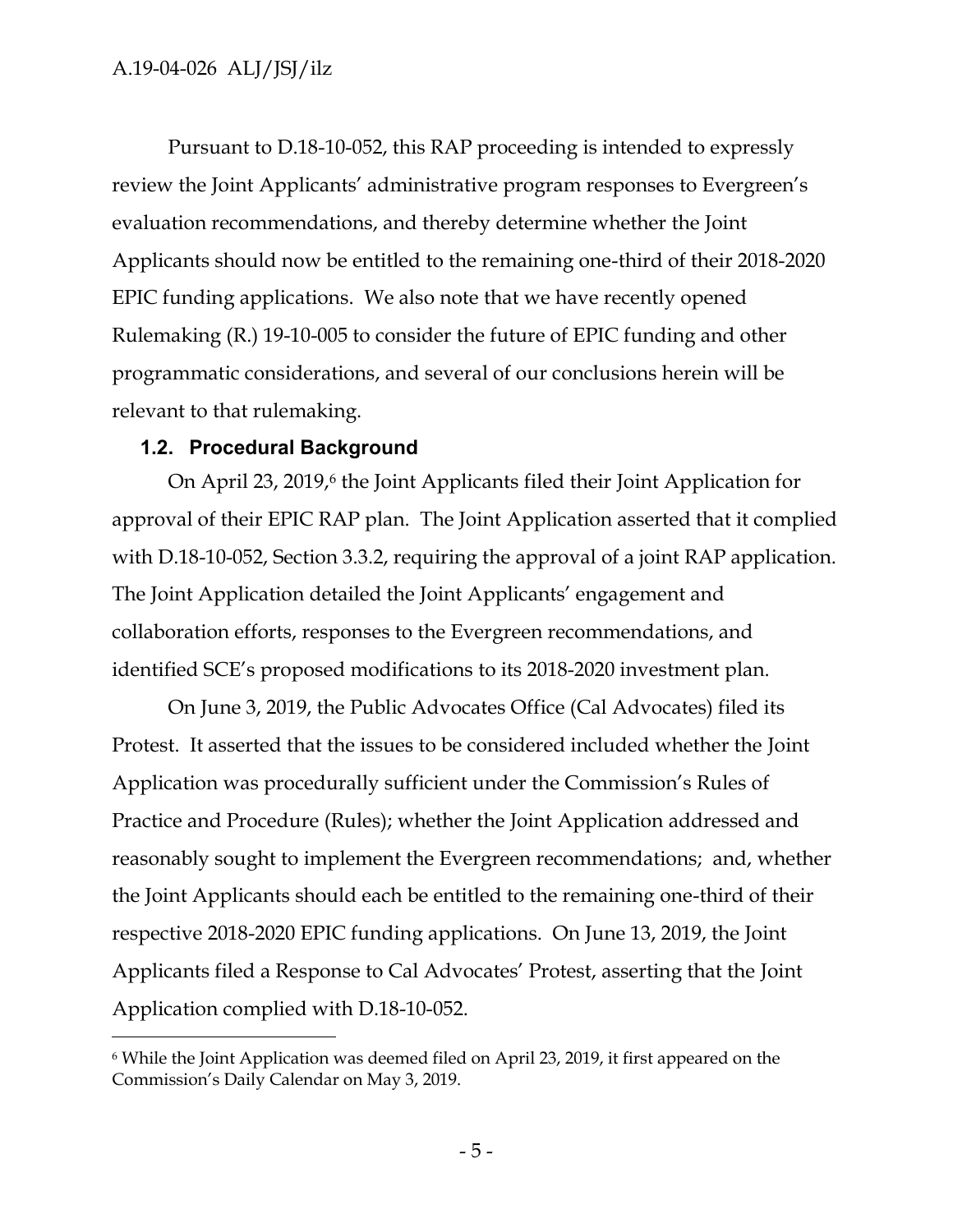Pursuant to D.18-10-052, this RAP proceeding is intended to expressly review the Joint Applicants' administrative program responses to Evergreen's evaluation recommendations, and thereby determine whether the Joint Applicants should now be entitled to the remaining one-third of their 2018-2020 EPIC funding applications. We also note that we have recently opened Rulemaking (R.) 19-10-005 to consider the future of EPIC funding and other programmatic considerations, and several of our conclusions herein will be relevant to that rulemaking.

### 1.2. Procedural Background

On April 23, 2019,[6] the Joint Applicants filed their Joint Application for approval of their EPIC RAP plan. The Joint Application asserted that it complied with D.18-10-052, Section 3.3.2, requiring the approval of a joint RAP application. The Joint Application detailed the Joint Applicants' engagement and collaboration efforts, responses to the Evergreen recommendations, and identified SCE's proposed modifications to its 2018-2020 investment plan.

On June 3, 2019, the Public Advocates Office (Cal Advocates) filed its Protest. It asserted that the issues to be considered included whether the Joint Application was procedurally sufficient under the Commission's Rules of Practice and Procedure (Rules); whether the Joint Application addressed and reasonably sought to implement the Evergreen recommendations; and, whether the Joint Applicants should each be entitled to the remaining one-third of their respective 2018-2020 EPIC funding applications. On June 13, 2019, the Joint Applicants filed a Response to Cal Advocates' Protest, asserting that the Joint Application complied with D.18-10-052.

---

[6] While the Joint Application was deemed filed on April 23, 2019, it first appeared on the Commission's Daily Calendar on May 3, 2019.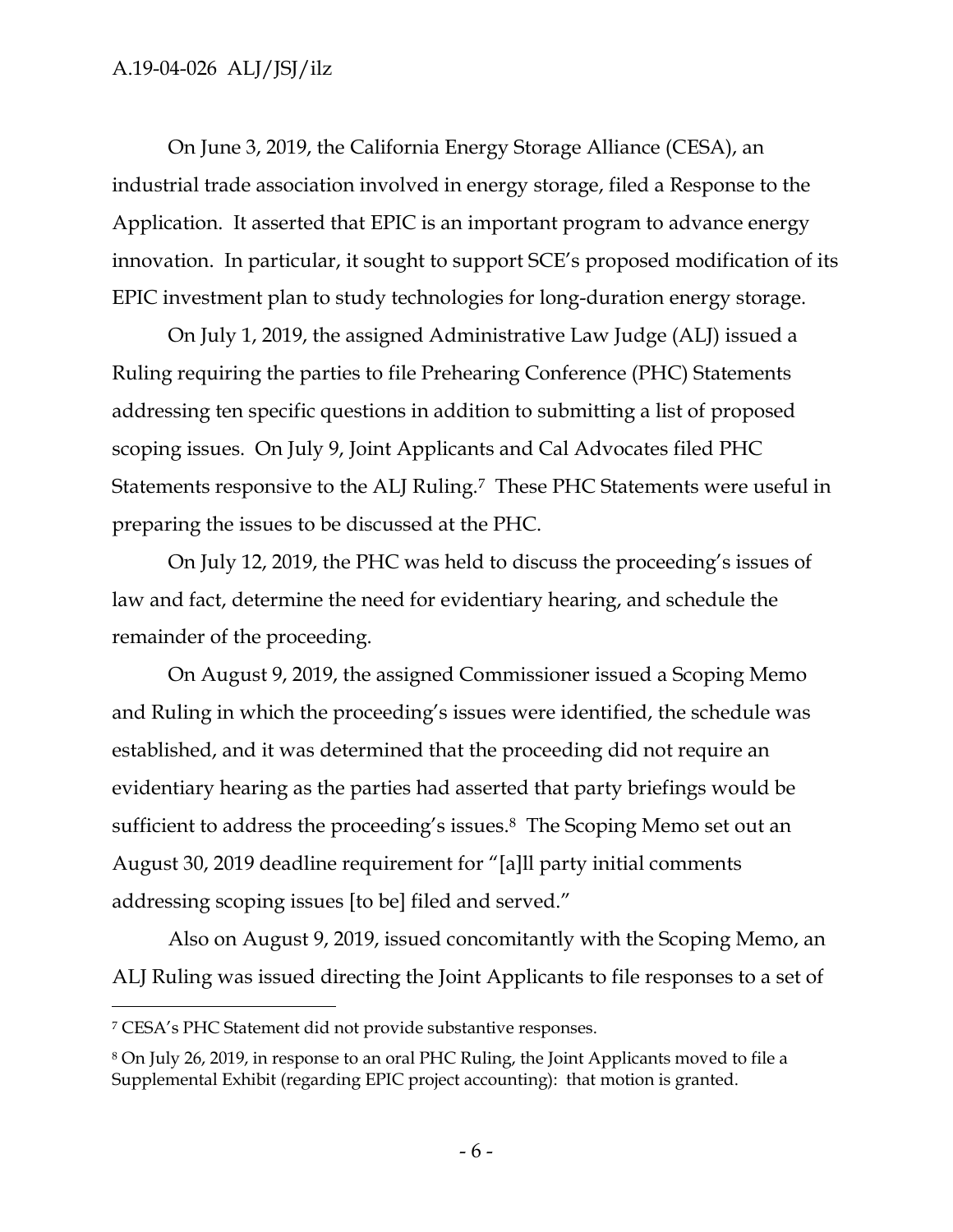On June 3, 2019, the California Energy Storage Alliance (CESA), an industrial trade association involved in energy storage, filed a Response to the Application. It asserted that EPIC is an important program to advance energy innovation. In particular, it sought to support SCE's proposed modification of its EPIC investment plan to study technologies for long-duration energy storage.

On July 1, 2019, the assigned Administrative Law Judge (ALJ) issued a Ruling requiring the parties to file Prehearing Conference (PHC) Statements addressing ten specific questions in addition to submitting a list of proposed scoping issues. On July 9, Joint Applicants and Cal Advocates filed PHC Statements responsive to the ALJ Ruling.[7] These PHC Statements were useful in preparing the issues to be discussed at the PHC.

On July 12, 2019, the PHC was held to discuss the proceeding's issues of law and fact, determine the need for evidentiary hearing, and schedule the remainder of the proceeding.

On August 9, 2019, the assigned Commissioner issued a Scoping Memo and Ruling in which the proceeding's issues were identified, the schedule was established, and it was determined that the proceeding did not require an evidentiary hearing as the parties had asserted that party briefings would be sufficient to address the proceeding's issues.[8] The Scoping Memo set out an August 30, 2019 deadline requirement for "[a]ll party initial comments addressing scoping issues [to be] filed and served."

Also on August 9, 2019, issued concomitantly with the Scoping Memo, an ALJ Ruling was issued directing the Joint Applicants to file responses to a set of

---

[7] CESA's PHC Statement did not provide substantive responses.

[8] On July 26, 2019, in response to an oral PHC Ruling, the Joint Applicants moved to file a Supplemental Exhibit (regarding EPIC project accounting): that motion is granted.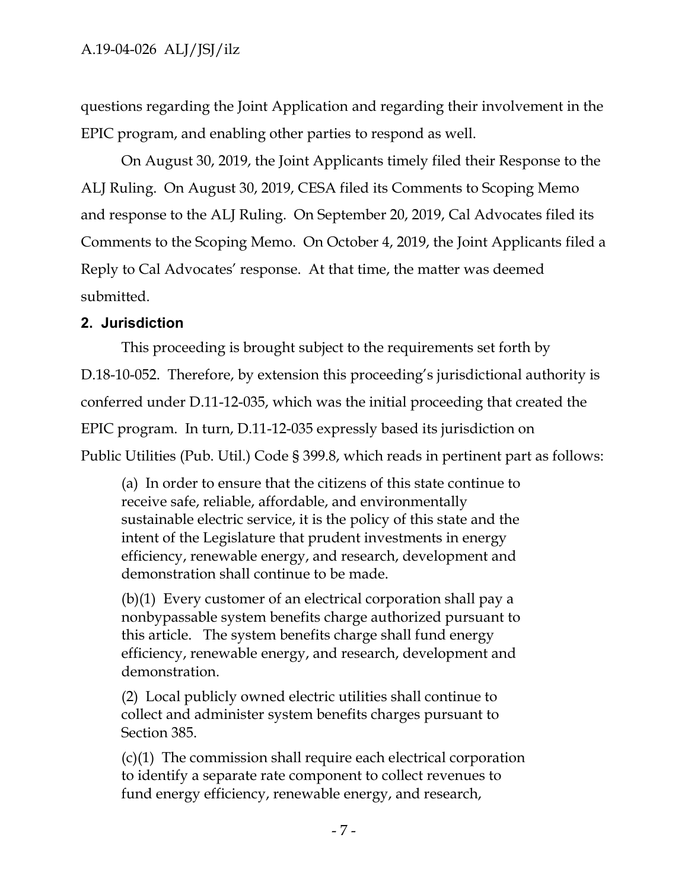questions regarding the Joint Application and regarding their involvement in the EPIC program, and enabling other parties to respond as well.

On August 30, 2019, the Joint Applicants timely filed their Response to the ALJ Ruling. On August 30, 2019, CESA filed its Comments to Scoping Memo and response to the ALJ Ruling. On September 20, 2019, Cal Advocates filed its Comments to the Scoping Memo. On October 4, 2019, the Joint Applicants filed a Reply to Cal Advocates' response. At that time, the matter was deemed submitted.

## 2. Jurisdiction

This proceeding is brought subject to the requirements set forth by D.18-10-052. Therefore, by extension this proceeding's jurisdictional authority is conferred under D.11-12-035, which was the initial proceeding that created the EPIC program. In turn, D.11-12-035 expressly based its jurisdiction on Public Utilities (Pub. Util.) Code § 399.8, which reads in pertinent part as follows:

> (a) In order to ensure that the citizens of this state continue to receive safe, reliable, affordable, and environmentally sustainable electric service, it is the policy of this state and the intent of the Legislature that prudent investments in energy efficiency, renewable energy, and research, development and demonstration shall continue to be made.
>
> (b)(1) Every customer of an electrical corporation shall pay a nonbypassable system benefits charge authorized pursuant to this article. The system benefits charge shall fund energy efficiency, renewable energy, and research, development and demonstration.
>
> (2) Local publicly owned electric utilities shall continue to collect and administer system benefits charges pursuant to Section 385.
>
> (c)(1) The commission shall require each electrical corporation to identify a separate rate component to collect revenues to fund energy efficiency, renewable energy, and research,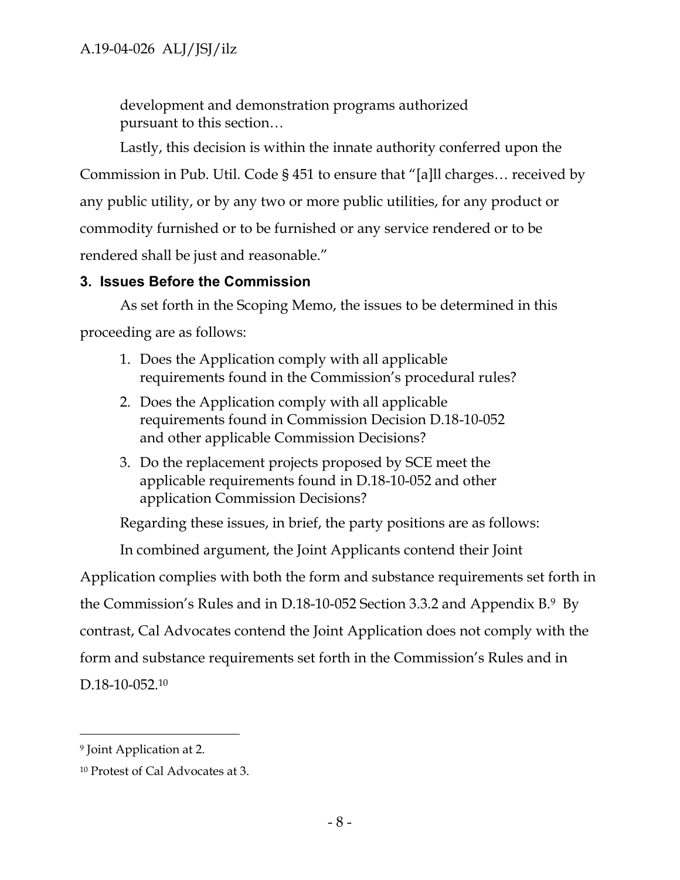development and demonstration programs authorized pursuant to this section…

Lastly, this decision is within the innate authority conferred upon the Commission in Pub. Util. Code § 451 to ensure that "[a]ll charges… received by any public utility, or by any two or more public utilities, for any product or commodity furnished or to be furnished or any service rendered or to be rendered shall be just and reasonable."

## 3. Issues Before the Commission

As set forth in the Scoping Memo, the issues to be determined in this proceeding are as follows:

1. Does the Application comply with all applicable requirements found in the Commission's procedural rules?
2. Does the Application comply with all applicable requirements found in Commission Decision D.18-10-052 and other applicable Commission Decisions?
3. Do the replacement projects proposed by SCE meet the applicable requirements found in D.18-10-052 and other application Commission Decisions?

Regarding these issues, in brief, the party positions are as follows:

In combined argument, the Joint Applicants contend their Joint Application complies with both the form and substance requirements set forth in the Commission's Rules and in D.18-10-052 Section 3.3.2 and Appendix B.[9] By contrast, Cal Advocates contend the Joint Application does not comply with the form and substance requirements set forth in the Commission's Rules and in D.18-10-052.[10]

---

[9] Joint Application at 2.

[10] Protest of Cal Advocates at 3.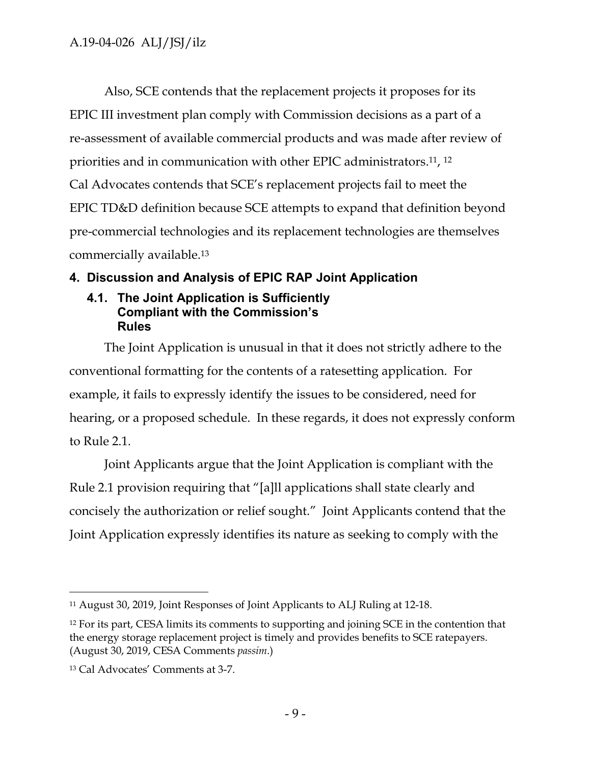Also, SCE contends that the replacement projects it proposes for its EPIC III investment plan comply with Commission decisions as a part of a re-assessment of available commercial products and was made after review of priorities and in communication with other EPIC administrators.[11], [12] Cal Advocates contends that SCE's replacement projects fail to meet the EPIC TD&D definition because SCE attempts to expand that definition beyond pre-commercial technologies and its replacement technologies are themselves commercially available.[13]

## 4. Discussion and Analysis of EPIC RAP Joint Application

### 4.1. The Joint Application is Sufficiently Compliant with the Commission's Rules

The Joint Application is unusual in that it does not strictly adhere to the conventional formatting for the contents of a ratesetting application. For example, it fails to expressly identify the issues to be considered, need for hearing, or a proposed schedule. In these regards, it does not expressly conform to Rule 2.1.

Joint Applicants argue that the Joint Application is compliant with the Rule 2.1 provision requiring that "[a]ll applications shall state clearly and concisely the authorization or relief sought." Joint Applicants contend that the Joint Application expressly identifies its nature as seeking to comply with the

---

[11] August 30, 2019, Joint Responses of Joint Applicants to ALJ Ruling at 12-18.

[12] For its part, CESA limits its comments to supporting and joining SCE in the contention that the energy storage replacement project is timely and provides benefits to SCE ratepayers. (August 30, 2019, CESA Comments *passim*.)

[13] Cal Advocates' Comments at 3-7.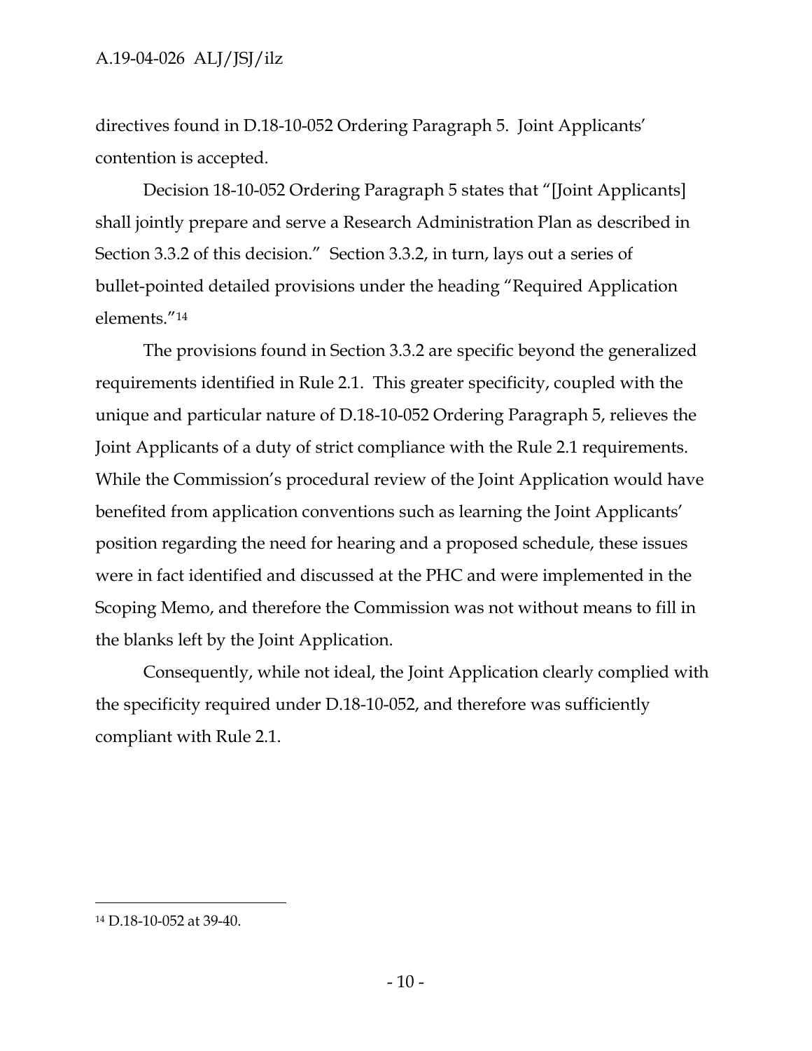directives found in D.18-10-052 Ordering Paragraph 5. Joint Applicants' contention is accepted.

Decision 18-10-052 Ordering Paragraph 5 states that "[Joint Applicants] shall jointly prepare and serve a Research Administration Plan as described in Section 3.3.2 of this decision." Section 3.3.2, in turn, lays out a series of bullet-pointed detailed provisions under the heading "Required Application elements."[14]

The provisions found in Section 3.3.2 are specific beyond the generalized requirements identified in Rule 2.1. This greater specificity, coupled with the unique and particular nature of D.18-10-052 Ordering Paragraph 5, relieves the Joint Applicants of a duty of strict compliance with the Rule 2.1 requirements. While the Commission's procedural review of the Joint Application would have benefited from application conventions such as learning the Joint Applicants' position regarding the need for hearing and a proposed schedule, these issues were in fact identified and discussed at the PHC and were implemented in the Scoping Memo, and therefore the Commission was not without means to fill in the blanks left by the Joint Application.

Consequently, while not ideal, the Joint Application clearly complied with the specificity required under D.18-10-052, and therefore was sufficiently compliant with Rule 2.1.

---

[14] D.18-10-052 at 39-40.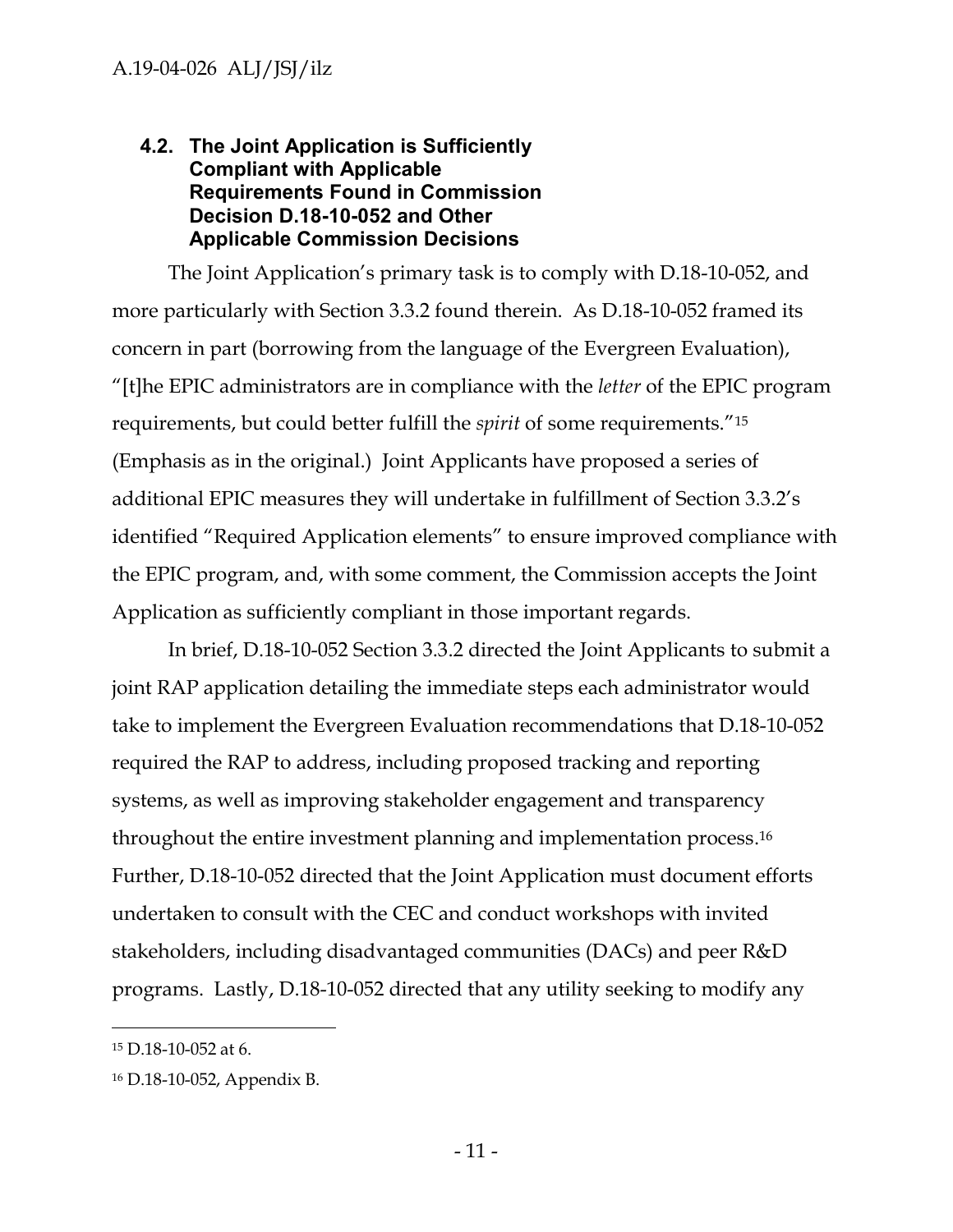### 4.2. The Joint Application is Sufficiently Compliant with Applicable Requirements Found in Commission Decision D.18-10-052 and Other Applicable Commission Decisions

The Joint Application's primary task is to comply with D.18-10-052, and more particularly with Section 3.3.2 found therein. As D.18-10-052 framed its concern in part (borrowing from the language of the Evergreen Evaluation), "[t]he EPIC administrators are in compliance with the *letter* of the EPIC program requirements, but could better fulfill the *spirit* of some requirements."[15] (Emphasis as in the original.) Joint Applicants have proposed a series of additional EPIC measures they will undertake in fulfillment of Section 3.3.2's identified "Required Application elements" to ensure improved compliance with the EPIC program, and, with some comment, the Commission accepts the Joint Application as sufficiently compliant in those important regards.

In brief, D.18-10-052 Section 3.3.2 directed the Joint Applicants to submit a joint RAP application detailing the immediate steps each administrator would take to implement the Evergreen Evaluation recommendations that D.18-10-052 required the RAP to address, including proposed tracking and reporting systems, as well as improving stakeholder engagement and transparency throughout the entire investment planning and implementation process.[16] Further, D.18-10-052 directed that the Joint Application must document efforts undertaken to consult with the CEC and conduct workshops with invited stakeholders, including disadvantaged communities (DACs) and peer R&D programs. Lastly, D.18-10-052 directed that any utility seeking to modify any

---

[15] D.18-10-052 at 6.

[16] D.18-10-052, Appendix B.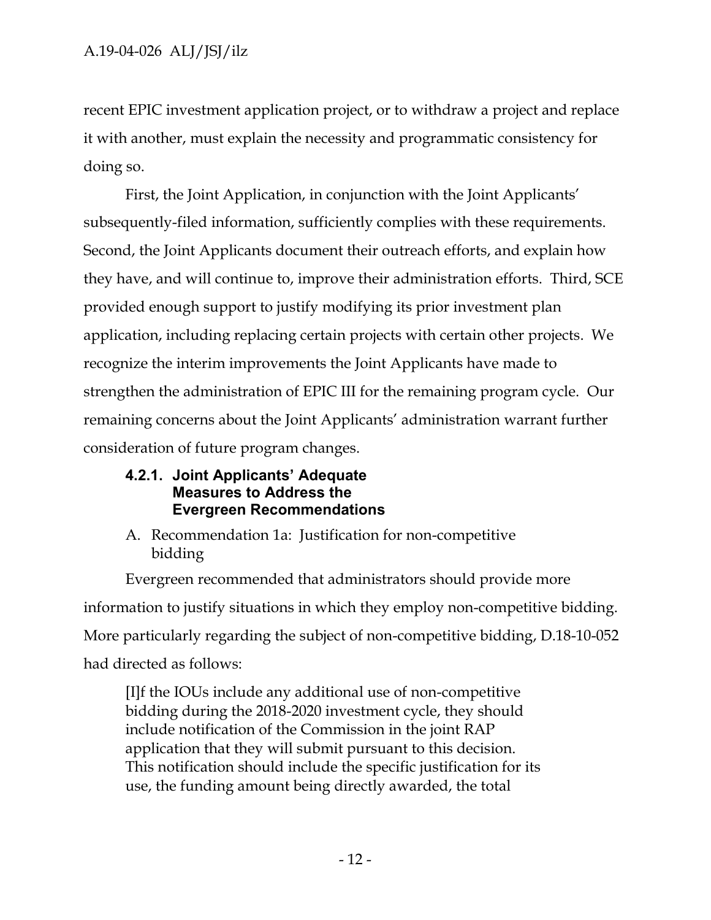recent EPIC investment application project, or to withdraw a project and replace it with another, must explain the necessity and programmatic consistency for doing so.

First, the Joint Application, in conjunction with the Joint Applicants' subsequently-filed information, sufficiently complies with these requirements. Second, the Joint Applicants document their outreach efforts, and explain how they have, and will continue to, improve their administration efforts. Third, SCE provided enough support to justify modifying its prior investment plan application, including replacing certain projects with certain other projects. We recognize the interim improvements the Joint Applicants have made to strengthen the administration of EPIC III for the remaining program cycle. Our remaining concerns about the Joint Applicants' administration warrant further consideration of future program changes.

#### 4.2.1. Joint Applicants' Adequate Measures to Address the Evergreen Recommendations

A. Recommendation 1a: Justification for non-competitive bidding

Evergreen recommended that administrators should provide more information to justify situations in which they employ non-competitive bidding. More particularly regarding the subject of non-competitive bidding, D.18-10-052 had directed as follows:

> [I]f the IOUs include any additional use of non-competitive bidding during the 2018-2020 investment cycle, they should include notification of the Commission in the joint RAP application that they will submit pursuant to this decision. This notification should include the specific justification for its use, the funding amount being directly awarded, the total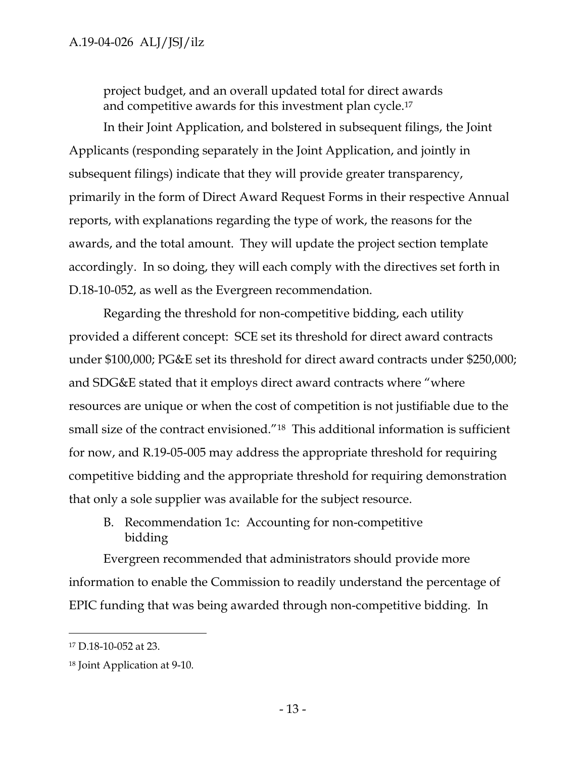project budget, and an overall updated total for direct awards and competitive awards for this investment plan cycle.[17]

In their Joint Application, and bolstered in subsequent filings, the Joint Applicants (responding separately in the Joint Application, and jointly in subsequent filings) indicate that they will provide greater transparency, primarily in the form of Direct Award Request Forms in their respective Annual reports, with explanations regarding the type of work, the reasons for the awards, and the total amount. They will update the project section template accordingly. In so doing, they will each comply with the directives set forth in D.18-10-052, as well as the Evergreen recommendation.

Regarding the threshold for non-competitive bidding, each utility provided a different concept: SCE set its threshold for direct award contracts under $100,000; PG&E set its threshold for direct award contracts under $250,000; and SDG&E stated that it employs direct award contracts where "where resources are unique or when the cost of competition is not justifiable due to the small size of the contract envisioned."[18] This additional information is sufficient for now, and R.19-05-005 may address the appropriate threshold for requiring competitive bidding and the appropriate threshold for requiring demonstration that only a sole supplier was available for the subject resource.

### B. Recommendation 1c: Accounting for non-competitive bidding

Evergreen recommended that administrators should provide more information to enable the Commission to readily understand the percentage of EPIC funding that was being awarded through non-competitive bidding. In

---

[17] D.18-10-052 at 23.

[18] Joint Application at 9-10.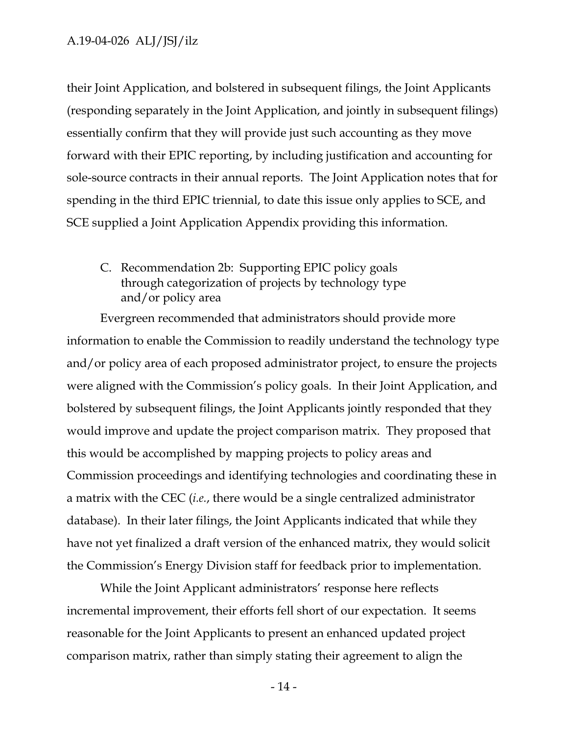their Joint Application, and bolstered in subsequent filings, the Joint Applicants (responding separately in the Joint Application, and jointly in subsequent filings) essentially confirm that they will provide just such accounting as they move forward with their EPIC reporting, by including justification and accounting for sole-source contracts in their annual reports. The Joint Application notes that for spending in the third EPIC triennial, to date this issue only applies to SCE, and SCE supplied a Joint Application Appendix providing this information.

### C. Recommendation 2b: Supporting EPIC policy goals through categorization of projects by technology type and/or policy area

Evergreen recommended that administrators should provide more information to enable the Commission to readily understand the technology type and/or policy area of each proposed administrator project, to ensure the projects were aligned with the Commission's policy goals. In their Joint Application, and bolstered by subsequent filings, the Joint Applicants jointly responded that they would improve and update the project comparison matrix. They proposed that this would be accomplished by mapping projects to policy areas and Commission proceedings and identifying technologies and coordinating these in a matrix with the CEC (*i.e.*, there would be a single centralized administrator database). In their later filings, the Joint Applicants indicated that while they have not yet finalized a draft version of the enhanced matrix, they would solicit the Commission's Energy Division staff for feedback prior to implementation.

While the Joint Applicant administrators' response here reflects incremental improvement, their efforts fell short of our expectation. It seems reasonable for the Joint Applicants to present an enhanced updated project comparison matrix, rather than simply stating their agreement to align the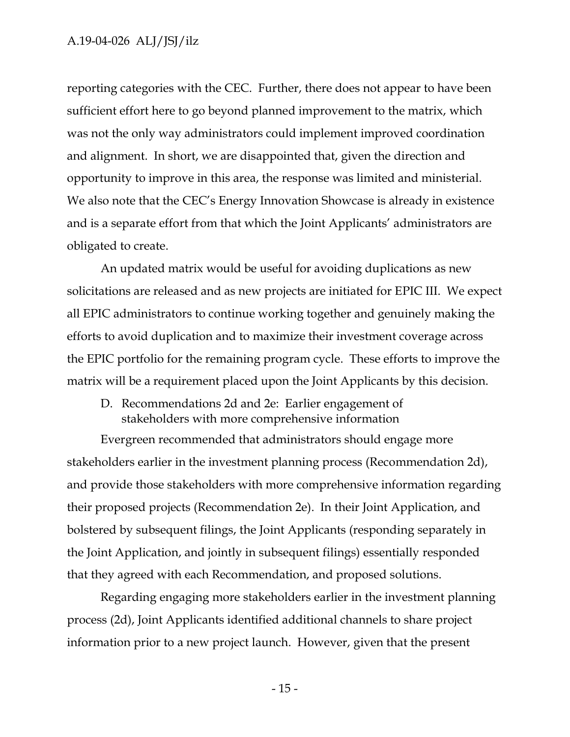reporting categories with the CEC. Further, there does not appear to have been sufficient effort here to go beyond planned improvement to the matrix, which was not the only way administrators could implement improved coordination and alignment. In short, we are disappointed that, given the direction and opportunity to improve in this area, the response was limited and ministerial. We also note that the CEC's Energy Innovation Showcase is already in existence and is a separate effort from that which the Joint Applicants' administrators are obligated to create.

An updated matrix would be useful for avoiding duplications as new solicitations are released and as new projects are initiated for EPIC III. We expect all EPIC administrators to continue working together and genuinely making the efforts to avoid duplication and to maximize their investment coverage across the EPIC portfolio for the remaining program cycle. These efforts to improve the matrix will be a requirement placed upon the Joint Applicants by this decision.

### D. Recommendations 2d and 2e: Earlier engagement of stakeholders with more comprehensive information

Evergreen recommended that administrators should engage more stakeholders earlier in the investment planning process (Recommendation 2d), and provide those stakeholders with more comprehensive information regarding their proposed projects (Recommendation 2e). In their Joint Application, and bolstered by subsequent filings, the Joint Applicants (responding separately in the Joint Application, and jointly in subsequent filings) essentially responded that they agreed with each Recommendation, and proposed solutions.

Regarding engaging more stakeholders earlier in the investment planning process (2d), Joint Applicants identified additional channels to share project information prior to a new project launch. However, given that the present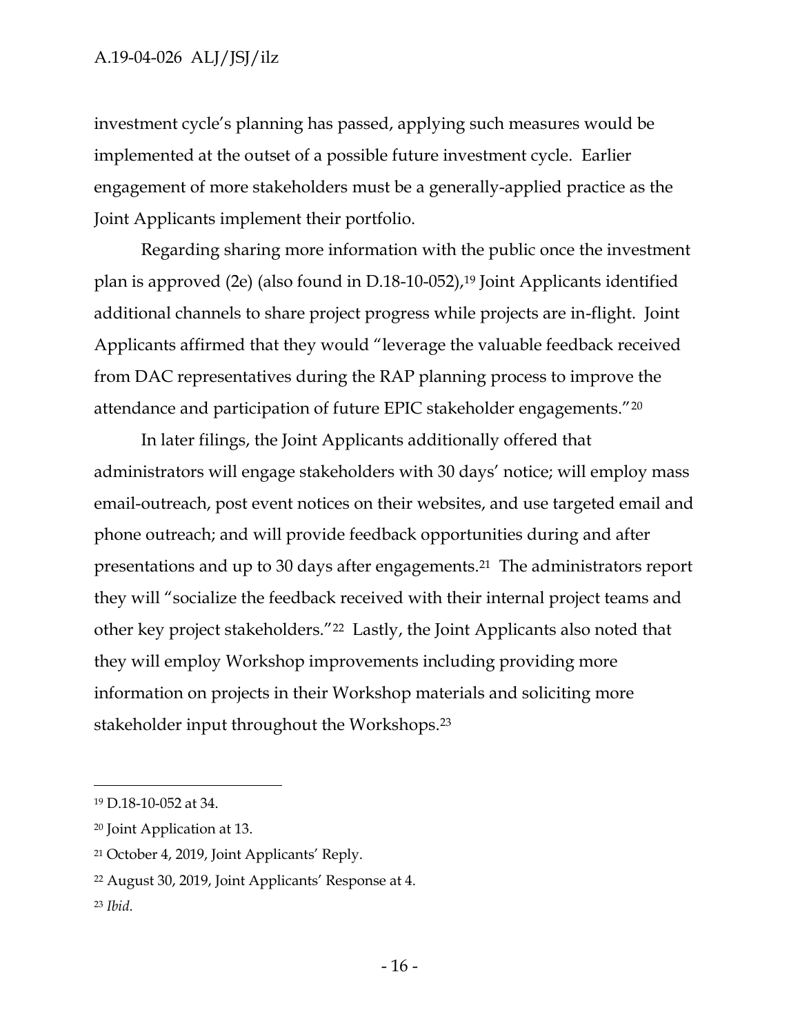investment cycle's planning has passed, applying such measures would be implemented at the outset of a possible future investment cycle. Earlier engagement of more stakeholders must be a generally-applied practice as the Joint Applicants implement their portfolio.

Regarding sharing more information with the public once the investment plan is approved (2e) (also found in D.18-10-052),[19] Joint Applicants identified additional channels to share project progress while projects are in-flight. Joint Applicants affirmed that they would "leverage the valuable feedback received from DAC representatives during the RAP planning process to improve the attendance and participation of future EPIC stakeholder engagements."[20]

In later filings, the Joint Applicants additionally offered that administrators will engage stakeholders with 30 days' notice; will employ mass email-outreach, post event notices on their websites, and use targeted email and phone outreach; and will provide feedback opportunities during and after presentations and up to 30 days after engagements.[21] The administrators report they will "socialize the feedback received with their internal project teams and other key project stakeholders."[22] Lastly, the Joint Applicants also noted that they will employ Workshop improvements including providing more information on projects in their Workshop materials and soliciting more stakeholder input throughout the Workshops.[23]

---

[19] D.18-10-052 at 34.

[20] Joint Application at 13.

[21] October 4, 2019, Joint Applicants' Reply.

[22] August 30, 2019, Joint Applicants' Response at 4.

[23] *Ibid.*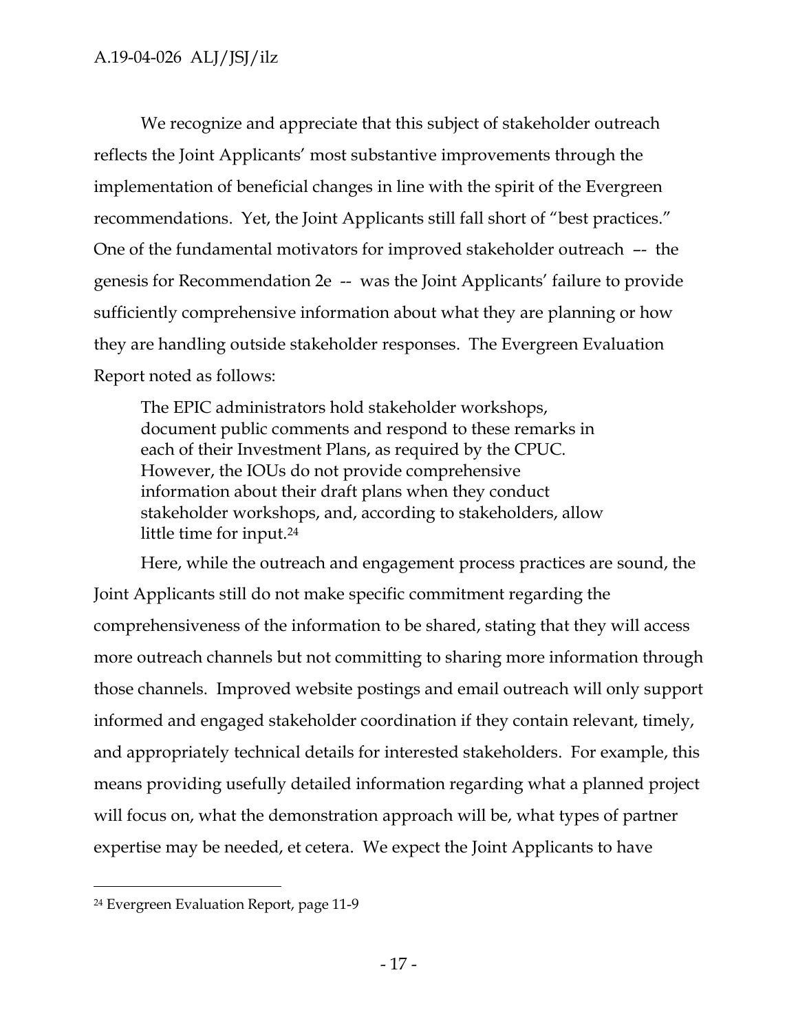We recognize and appreciate that this subject of stakeholder outreach reflects the Joint Applicants' most substantive improvements through the implementation of beneficial changes in line with the spirit of the Evergreen recommendations. Yet, the Joint Applicants still fall short of "best practices." One of the fundamental motivators for improved stakeholder outreach –- the genesis for Recommendation 2e -- was the Joint Applicants' failure to provide sufficiently comprehensive information about what they are planning or how they are handling outside stakeholder responses. The Evergreen Evaluation Report noted as follows:

> The EPIC administrators hold stakeholder workshops, document public comments and respond to these remarks in each of their Investment Plans, as required by the CPUC. However, the IOUs do not provide comprehensive information about their draft plans when they conduct stakeholder workshops, and, according to stakeholders, allow little time for input.[24]

Here, while the outreach and engagement process practices are sound, the Joint Applicants still do not make specific commitment regarding the comprehensiveness of the information to be shared, stating that they will access more outreach channels but not committing to sharing more information through those channels. Improved website postings and email outreach will only support informed and engaged stakeholder coordination if they contain relevant, timely, and appropriately technical details for interested stakeholders. For example, this means providing usefully detailed information regarding what a planned project will focus on, what the demonstration approach will be, what types of partner expertise may be needed, et cetera. We expect the Joint Applicants to have

---

[24] Evergreen Evaluation Report, page 11-9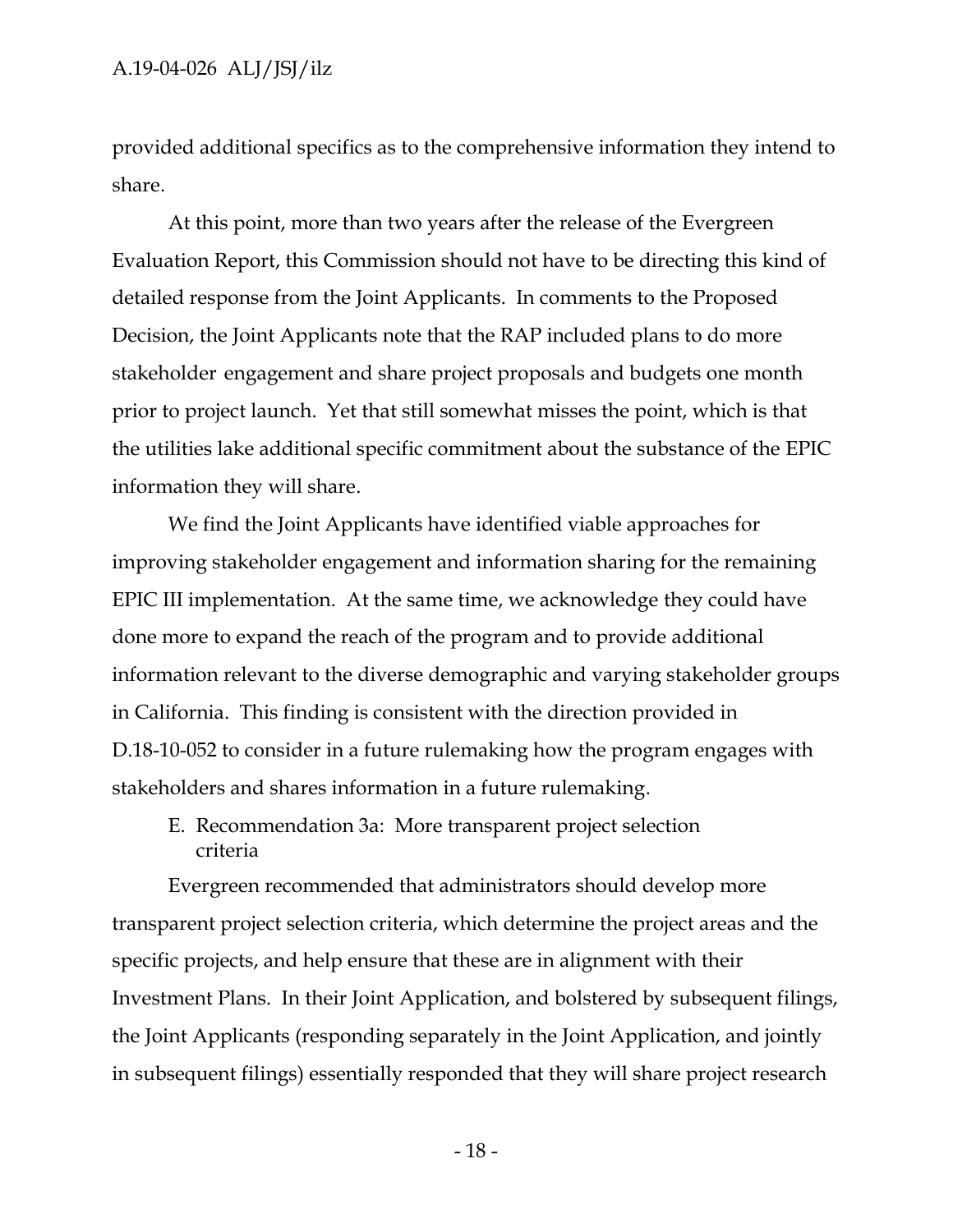provided additional specifics as to the comprehensive information they intend to share.

At this point, more than two years after the release of the Evergreen Evaluation Report, this Commission should not have to be directing this kind of detailed response from the Joint Applicants. In comments to the Proposed Decision, the Joint Applicants note that the RAP included plans to do more stakeholder engagement and share project proposals and budgets one month prior to project launch. Yet that still somewhat misses the point, which is that the utilities lake additional specific commitment about the substance of the EPIC information they will share.

We find the Joint Applicants have identified viable approaches for improving stakeholder engagement and information sharing for the remaining EPIC III implementation. At the same time, we acknowledge they could have done more to expand the reach of the program and to provide additional information relevant to the diverse demographic and varying stakeholder groups in California. This finding is consistent with the direction provided in D.18-10-052 to consider in a future rulemaking how the program engages with stakeholders and shares information in a future rulemaking.

## E. Recommendation 3a: More transparent project selection criteria

Evergreen recommended that administrators should develop more transparent project selection criteria, which determine the project areas and the specific projects, and help ensure that these are in alignment with their Investment Plans. In their Joint Application, and bolstered by subsequent filings, the Joint Applicants (responding separately in the Joint Application, and jointly in subsequent filings) essentially responded that they will share project research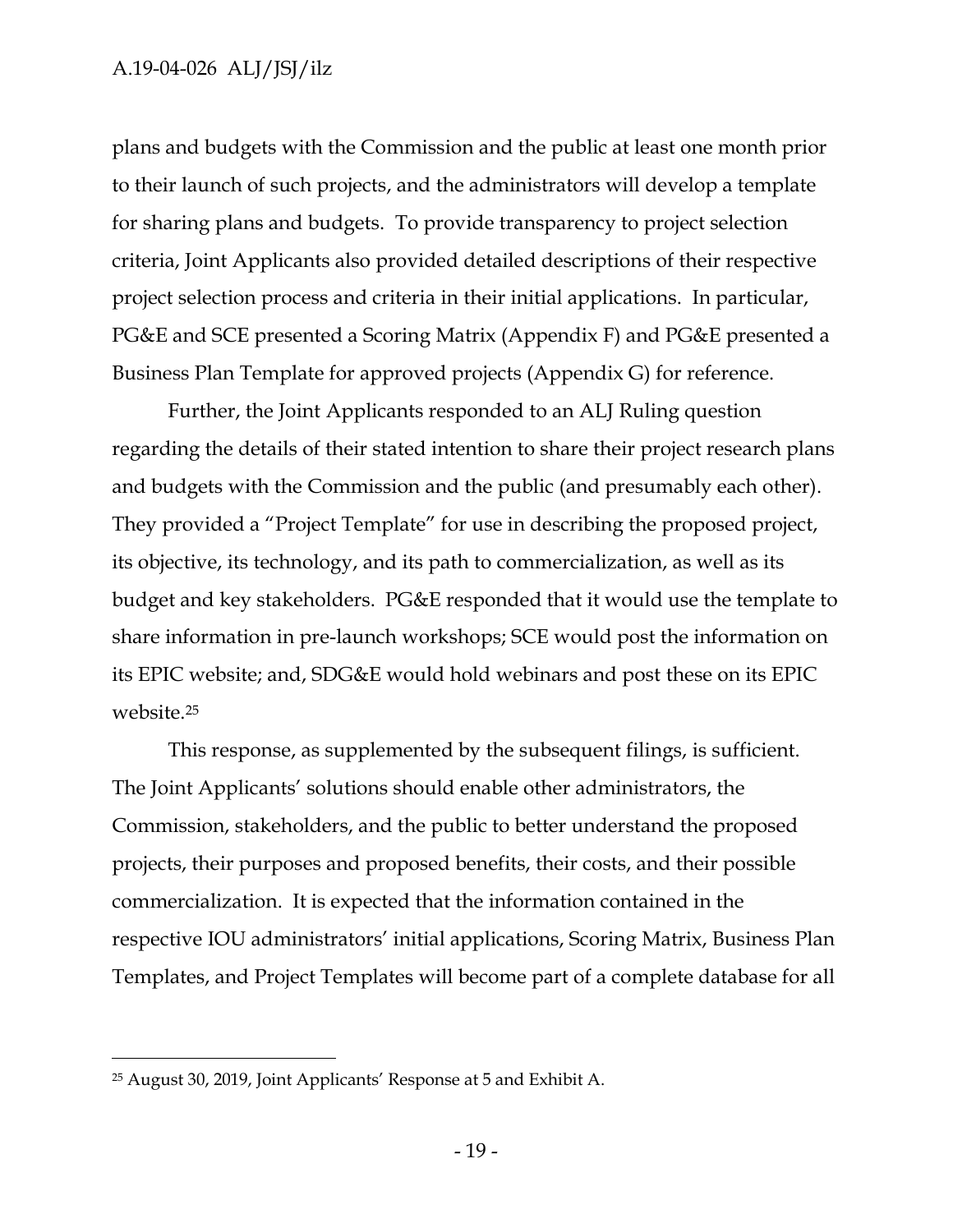plans and budgets with the Commission and the public at least one month prior to their launch of such projects, and the administrators will develop a template for sharing plans and budgets. To provide transparency to project selection criteria, Joint Applicants also provided detailed descriptions of their respective project selection process and criteria in their initial applications. In particular, PG&E and SCE presented a Scoring Matrix (Appendix F) and PG&E presented a Business Plan Template for approved projects (Appendix G) for reference.

Further, the Joint Applicants responded to an ALJ Ruling question regarding the details of their stated intention to share their project research plans and budgets with the Commission and the public (and presumably each other). They provided a "Project Template" for use in describing the proposed project, its objective, its technology, and its path to commercialization, as well as its budget and key stakeholders. PG&E responded that it would use the template to share information in pre-launch workshops; SCE would post the information on its EPIC website; and, SDG&E would hold webinars and post these on its EPIC website.[25]

This response, as supplemented by the subsequent filings, is sufficient. The Joint Applicants' solutions should enable other administrators, the Commission, stakeholders, and the public to better understand the proposed projects, their purposes and proposed benefits, their costs, and their possible commercialization. It is expected that the information contained in the respective IOU administrators' initial applications, Scoring Matrix, Business Plan Templates, and Project Templates will become part of a complete database for all

---

[25] August 30, 2019, Joint Applicants' Response at 5 and Exhibit A.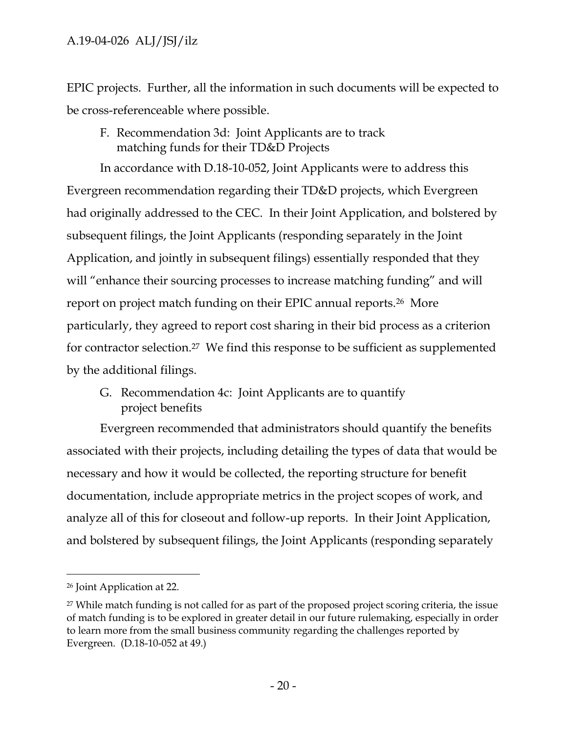EPIC projects. Further, all the information in such documents will be expected to be cross-referenceable where possible.

F. Recommendation 3d: Joint Applicants are to track matching funds for their TD&D Projects

In accordance with D.18-10-052, Joint Applicants were to address this Evergreen recommendation regarding their TD&D projects, which Evergreen had originally addressed to the CEC. In their Joint Application, and bolstered by subsequent filings, the Joint Applicants (responding separately in the Joint Application, and jointly in subsequent filings) essentially responded that they will "enhance their sourcing processes to increase matching funding" and will report on project match funding on their EPIC annual reports.[26] More particularly, they agreed to report cost sharing in their bid process as a criterion for contractor selection.[27] We find this response to be sufficient as supplemented by the additional filings.

G. Recommendation 4c: Joint Applicants are to quantify project benefits

Evergreen recommended that administrators should quantify the benefits associated with their projects, including detailing the types of data that would be necessary and how it would be collected, the reporting structure for benefit documentation, include appropriate metrics in the project scopes of work, and analyze all of this for closeout and follow-up reports. In their Joint Application, and bolstered by subsequent filings, the Joint Applicants (responding separately

---

[26] Joint Application at 22.

[27] While match funding is not called for as part of the proposed project scoring criteria, the issue of match funding is to be explored in greater detail in our future rulemaking, especially in order to learn more from the small business community regarding the challenges reported by Evergreen. (D.18-10-052 at 49.)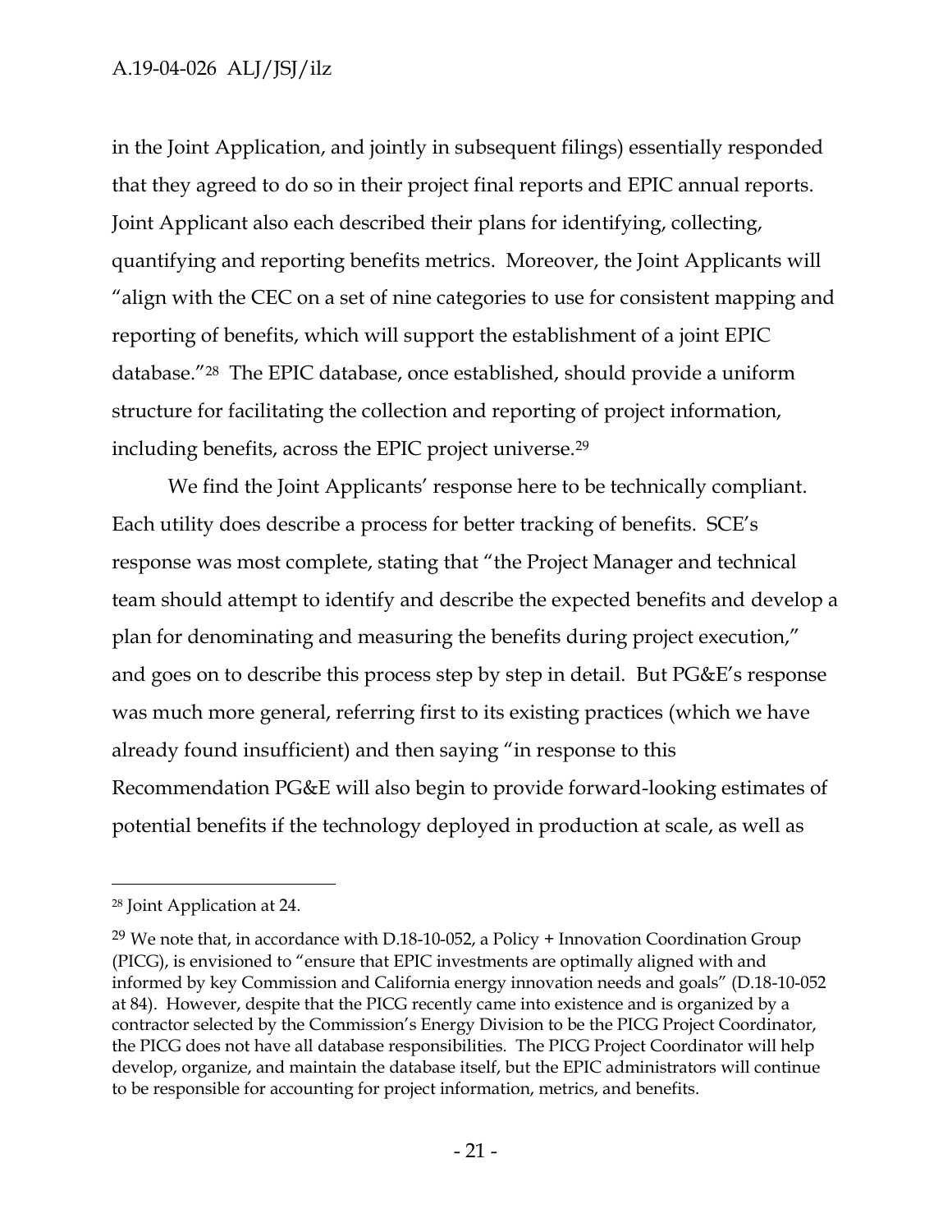in the Joint Application, and jointly in subsequent filings) essentially responded that they agreed to do so in their project final reports and EPIC annual reports. Joint Applicant also each described their plans for identifying, collecting, quantifying and reporting benefits metrics. Moreover, the Joint Applicants will "align with the CEC on a set of nine categories to use for consistent mapping and reporting of benefits, which will support the establishment of a joint EPIC database."[28] The EPIC database, once established, should provide a uniform structure for facilitating the collection and reporting of project information, including benefits, across the EPIC project universe.[29]

We find the Joint Applicants' response here to be technically compliant. Each utility does describe a process for better tracking of benefits. SCE's response was most complete, stating that "the Project Manager and technical team should attempt to identify and describe the expected benefits and develop a plan for denominating and measuring the benefits during project execution," and goes on to describe this process step by step in detail. But PG&E's response was much more general, referring first to its existing practices (which we have already found insufficient) and then saying "in response to this Recommendation PG&E will also begin to provide forward-looking estimates of potential benefits if the technology deployed in production at scale, as well as

---

[28] Joint Application at 24.

[29] We note that, in accordance with D.18-10-052, a Policy + Innovation Coordination Group (PICG), is envisioned to "ensure that EPIC investments are optimally aligned with and informed by key Commission and California energy innovation needs and goals" (D.18-10-052 at 84). However, despite that the PICG recently came into existence and is organized by a contractor selected by the Commission's Energy Division to be the PICG Project Coordinator, the PICG does not have all database responsibilities. The PICG Project Coordinator will help develop, organize, and maintain the database itself, but the EPIC administrators will continue to be responsible for accounting for project information, metrics, and benefits.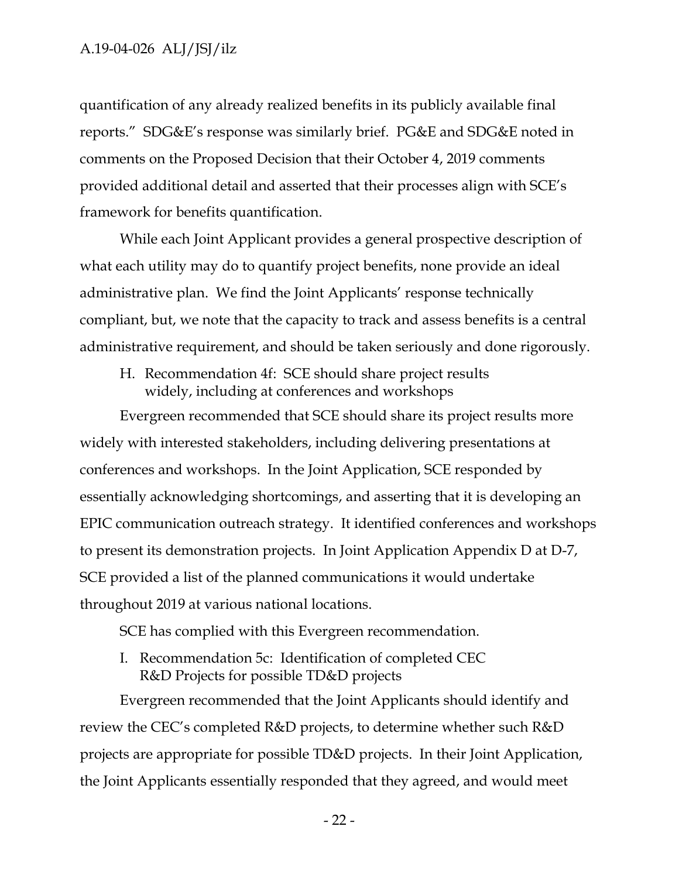quantification of any already realized benefits in its publicly available final reports." SDG&E's response was similarly brief. PG&E and SDG&E noted in comments on the Proposed Decision that their October 4, 2019 comments provided additional detail and asserted that their processes align with SCE's framework for benefits quantification.

While each Joint Applicant provides a general prospective description of what each utility may do to quantify project benefits, none provide an ideal administrative plan. We find the Joint Applicants' response technically compliant, but, we note that the capacity to track and assess benefits is a central administrative requirement, and should be taken seriously and done rigorously.

### H. Recommendation 4f: SCE should share project results widely, including at conferences and workshops

Evergreen recommended that SCE should share its project results more widely with interested stakeholders, including delivering presentations at conferences and workshops. In the Joint Application, SCE responded by essentially acknowledging shortcomings, and asserting that it is developing an EPIC communication outreach strategy. It identified conferences and workshops to present its demonstration projects. In Joint Application Appendix D at D-7, SCE provided a list of the planned communications it would undertake throughout 2019 at various national locations.

SCE has complied with this Evergreen recommendation.

### I. Recommendation 5c: Identification of completed CEC R&D Projects for possible TD&D projects

Evergreen recommended that the Joint Applicants should identify and review the CEC's completed R&D projects, to determine whether such R&D projects are appropriate for possible TD&D projects. In their Joint Application, the Joint Applicants essentially responded that they agreed, and would meet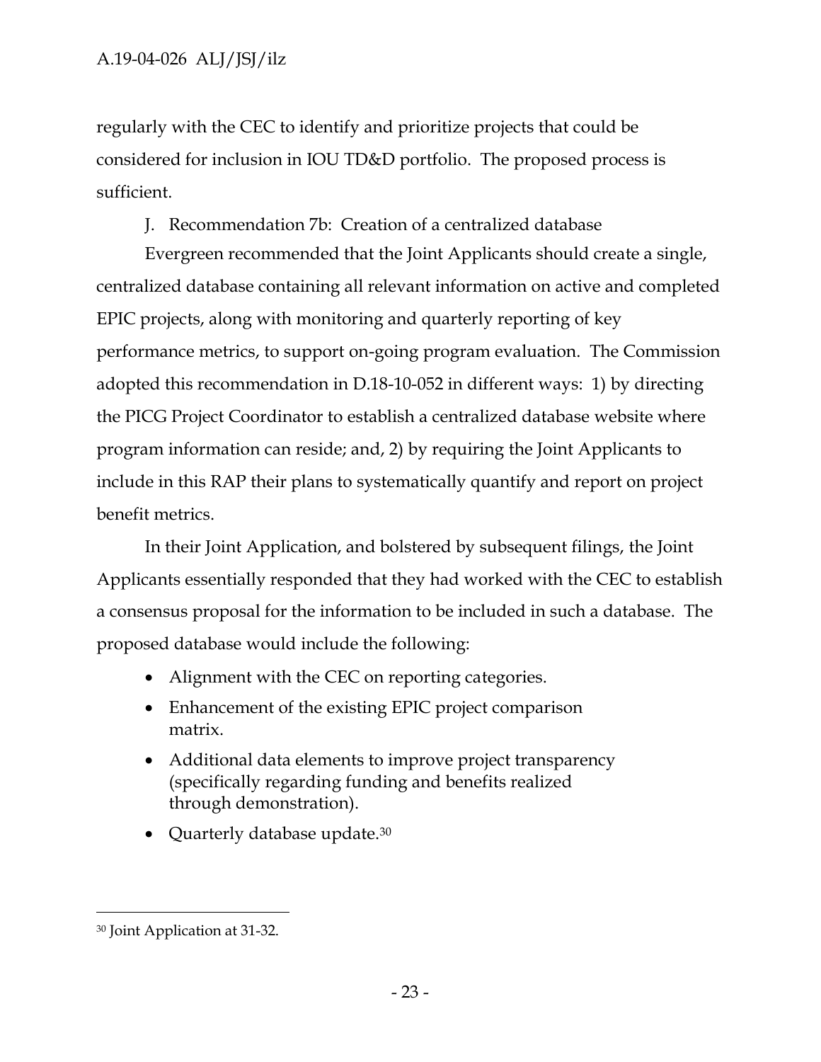regularly with the CEC to identify and prioritize projects that could be considered for inclusion in IOU TD&D portfolio. The proposed process is sufficient.

### J. Recommendation 7b: Creation of a centralized database

Evergreen recommended that the Joint Applicants should create a single, centralized database containing all relevant information on active and completed EPIC projects, along with monitoring and quarterly reporting of key performance metrics, to support on-going program evaluation. The Commission adopted this recommendation in D.18-10-052 in different ways: 1) by directing the PICG Project Coordinator to establish a centralized database website where program information can reside; and, 2) by requiring the Joint Applicants to include in this RAP their plans to systematically quantify and report on project benefit metrics.

In their Joint Application, and bolstered by subsequent filings, the Joint Applicants essentially responded that they had worked with the CEC to establish a consensus proposal for the information to be included in such a database. The proposed database would include the following:

- Alignment with the CEC on reporting categories.
- Enhancement of the existing EPIC project comparison matrix.
- Additional data elements to improve project transparency (specifically regarding funding and benefits realized through demonstration).
- Quarterly database update.[30]

---

[30] Joint Application at 31-32.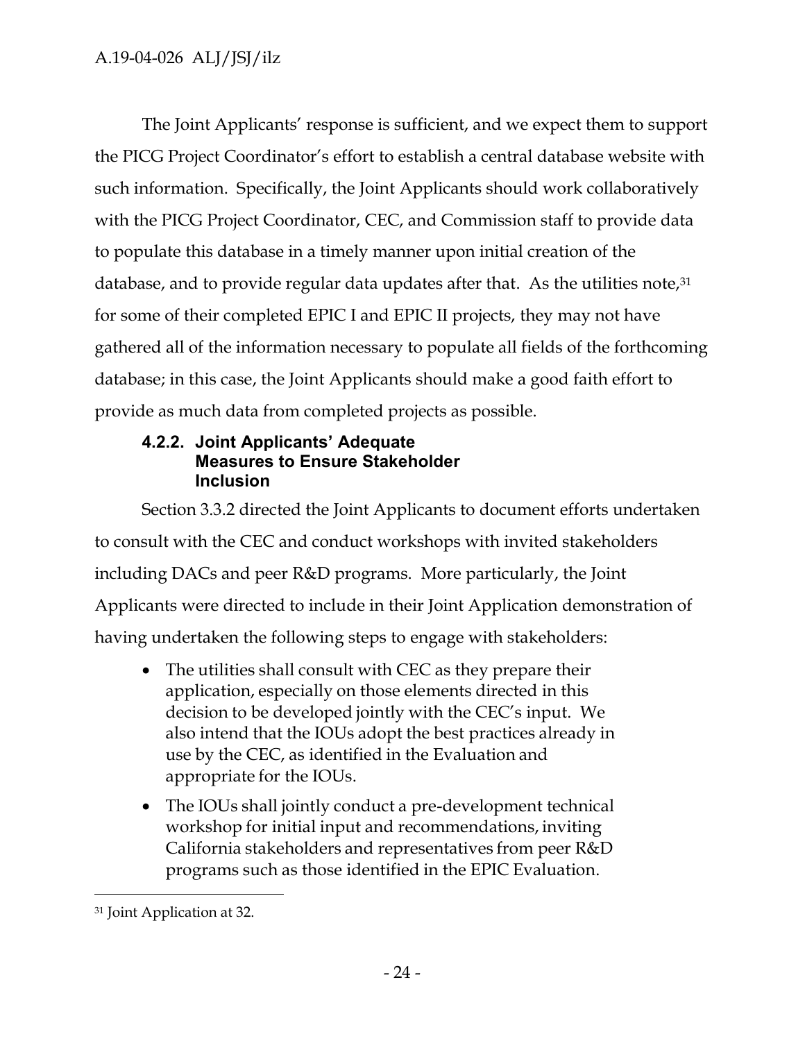The Joint Applicants' response is sufficient, and we expect them to support the PICG Project Coordinator's effort to establish a central database website with such information. Specifically, the Joint Applicants should work collaboratively with the PICG Project Coordinator, CEC, and Commission staff to provide data to populate this database in a timely manner upon initial creation of the database, and to provide regular data updates after that. As the utilities note,[31] for some of their completed EPIC I and EPIC II projects, they may not have gathered all of the information necessary to populate all fields of the forthcoming database; in this case, the Joint Applicants should make a good faith effort to provide as much data from completed projects as possible.

#### 4.2.2. Joint Applicants' Adequate Measures to Ensure Stakeholder Inclusion

Section 3.3.2 directed the Joint Applicants to document efforts undertaken to consult with the CEC and conduct workshops with invited stakeholders including DACs and peer R&D programs. More particularly, the Joint Applicants were directed to include in their Joint Application demonstration of having undertaken the following steps to engage with stakeholders:

- The utilities shall consult with CEC as they prepare their application, especially on those elements directed in this decision to be developed jointly with the CEC's input. We also intend that the IOUs adopt the best practices already in use by the CEC, as identified in the Evaluation and appropriate for the IOUs.
- The IOUs shall jointly conduct a pre-development technical workshop for initial input and recommendations, inviting California stakeholders and representatives from peer R&D programs such as those identified in the EPIC Evaluation.

[31] Joint Application at 32.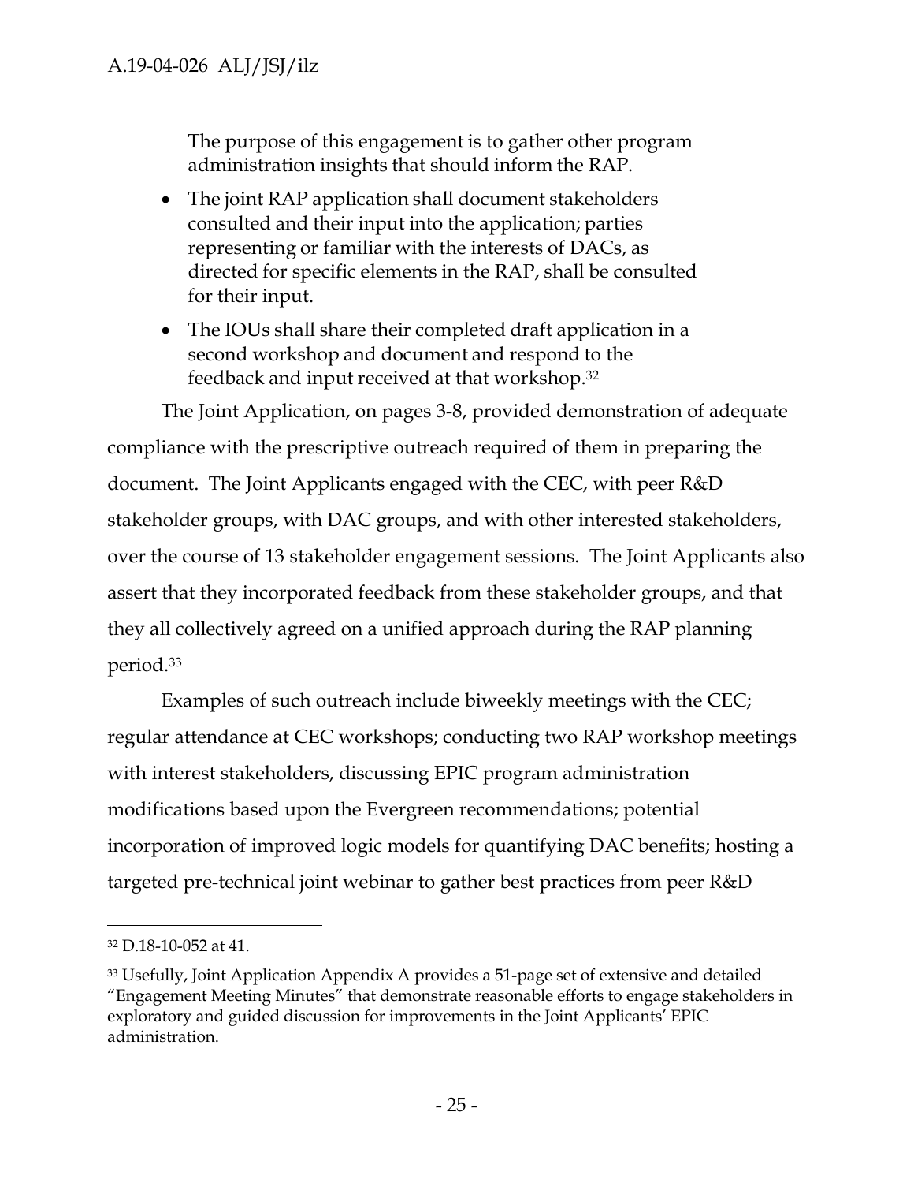The purpose of this engagement is to gather other program administration insights that should inform the RAP.

- The joint RAP application shall document stakeholders consulted and their input into the application; parties representing or familiar with the interests of DACs, as directed for specific elements in the RAP, shall be consulted for their input.
- The IOUs shall share their completed draft application in a second workshop and document and respond to the feedback and input received at that workshop.[32]

The Joint Application, on pages 3-8, provided demonstration of adequate compliance with the prescriptive outreach required of them in preparing the document. The Joint Applicants engaged with the CEC, with peer R&D stakeholder groups, with DAC groups, and with other interested stakeholders, over the course of 13 stakeholder engagement sessions. The Joint Applicants also assert that they incorporated feedback from these stakeholder groups, and that they all collectively agreed on a unified approach during the RAP planning period.[33]

Examples of such outreach include biweekly meetings with the CEC; regular attendance at CEC workshops; conducting two RAP workshop meetings with interest stakeholders, discussing EPIC program administration modifications based upon the Evergreen recommendations; potential incorporation of improved logic models for quantifying DAC benefits; hosting a targeted pre-technical joint webinar to gather best practices from peer R&D

---

[32] D.18-10-052 at 41.

[33] Usefully, Joint Application Appendix A provides a 51-page set of extensive and detailed "Engagement Meeting Minutes" that demonstrate reasonable efforts to engage stakeholders in exploratory and guided discussion for improvements in the Joint Applicants' EPIC administration.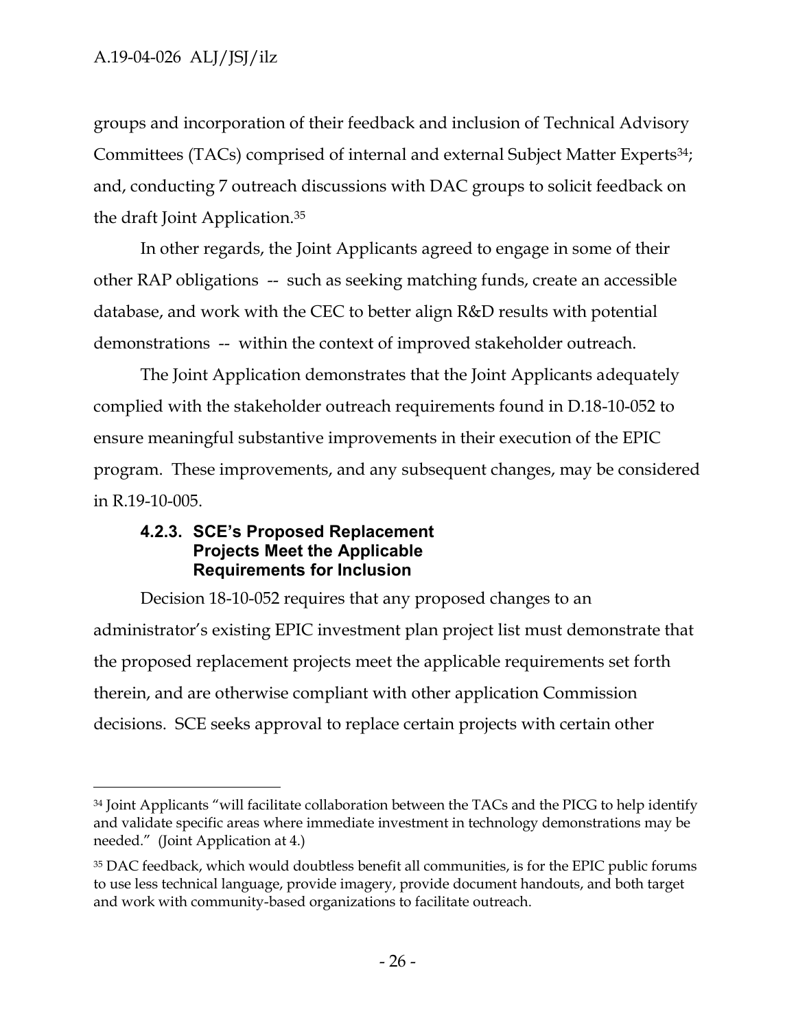groups and incorporation of their feedback and inclusion of Technical Advisory Committees (TACs) comprised of internal and external Subject Matter Experts[34]; and, conducting 7 outreach discussions with DAC groups to solicit feedback on the draft Joint Application.[35]

In other regards, the Joint Applicants agreed to engage in some of their other RAP obligations -- such as seeking matching funds, create an accessible database, and work with the CEC to better align R&D results with potential demonstrations -- within the context of improved stakeholder outreach.

The Joint Application demonstrates that the Joint Applicants adequately complied with the stakeholder outreach requirements found in D.18-10-052 to ensure meaningful substantive improvements in their execution of the EPIC program. These improvements, and any subsequent changes, may be considered in R.19-10-005.

#### 4.2.3. SCE's Proposed Replacement Projects Meet the Applicable Requirements for Inclusion

Decision 18-10-052 requires that any proposed changes to an administrator's existing EPIC investment plan project list must demonstrate that the proposed replacement projects meet the applicable requirements set forth therein, and are otherwise compliant with other application Commission decisions. SCE seeks approval to replace certain projects with certain other

---

[34] Joint Applicants "will facilitate collaboration between the TACs and the PICG to help identify and validate specific areas where immediate investment in technology demonstrations may be needed." (Joint Application at 4.)

[35] DAC feedback, which would doubtless benefit all communities, is for the EPIC public forums to use less technical language, provide imagery, provide document handouts, and both target and work with community-based organizations to facilitate outreach.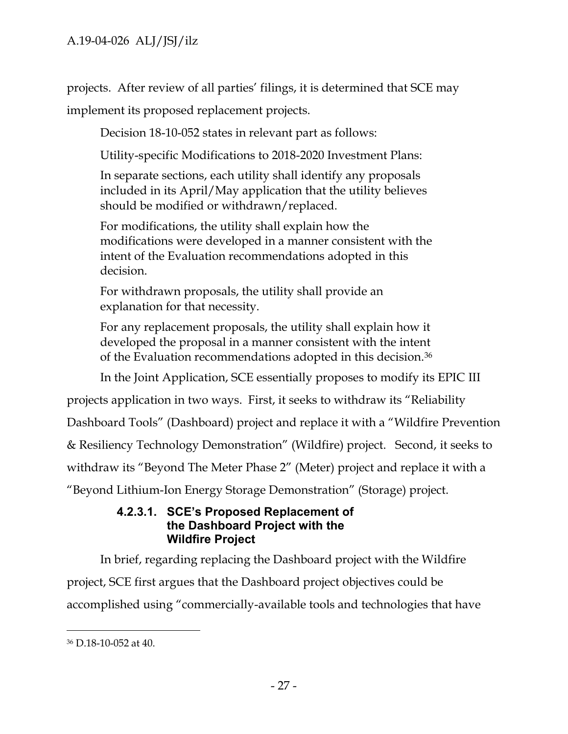projects. After review of all parties' filings, it is determined that SCE may implement its proposed replacement projects.

Decision 18-10-052 states in relevant part as follows:

> Utility-specific Modifications to 2018-2020 Investment Plans:
>
> In separate sections, each utility shall identify any proposals included in its April/May application that the utility believes should be modified or withdrawn/replaced.
>
> For modifications, the utility shall explain how the modifications were developed in a manner consistent with the intent of the Evaluation recommendations adopted in this decision.
>
> For withdrawn proposals, the utility shall provide an explanation for that necessity.
>
> For any replacement proposals, the utility shall explain how it developed the proposal in a manner consistent with the intent of the Evaluation recommendations adopted in this decision.[36]

In the Joint Application, SCE essentially proposes to modify its EPIC III projects application in two ways. First, it seeks to withdraw its "Reliability Dashboard Tools" (Dashboard) project and replace it with a "Wildfire Prevention & Resiliency Technology Demonstration" (Wildfire) project. Second, it seeks to withdraw its "Beyond The Meter Phase 2" (Meter) project and replace it with a "Beyond Lithium-Ion Energy Storage Demonstration" (Storage) project.

#### 4.2.3.1. SCE's Proposed Replacement of the Dashboard Project with the Wildfire Project

In brief, regarding replacing the Dashboard project with the Wildfire project, SCE first argues that the Dashboard project objectives could be accomplished using "commercially-available tools and technologies that have

---

[36] D.18-10-052 at 40.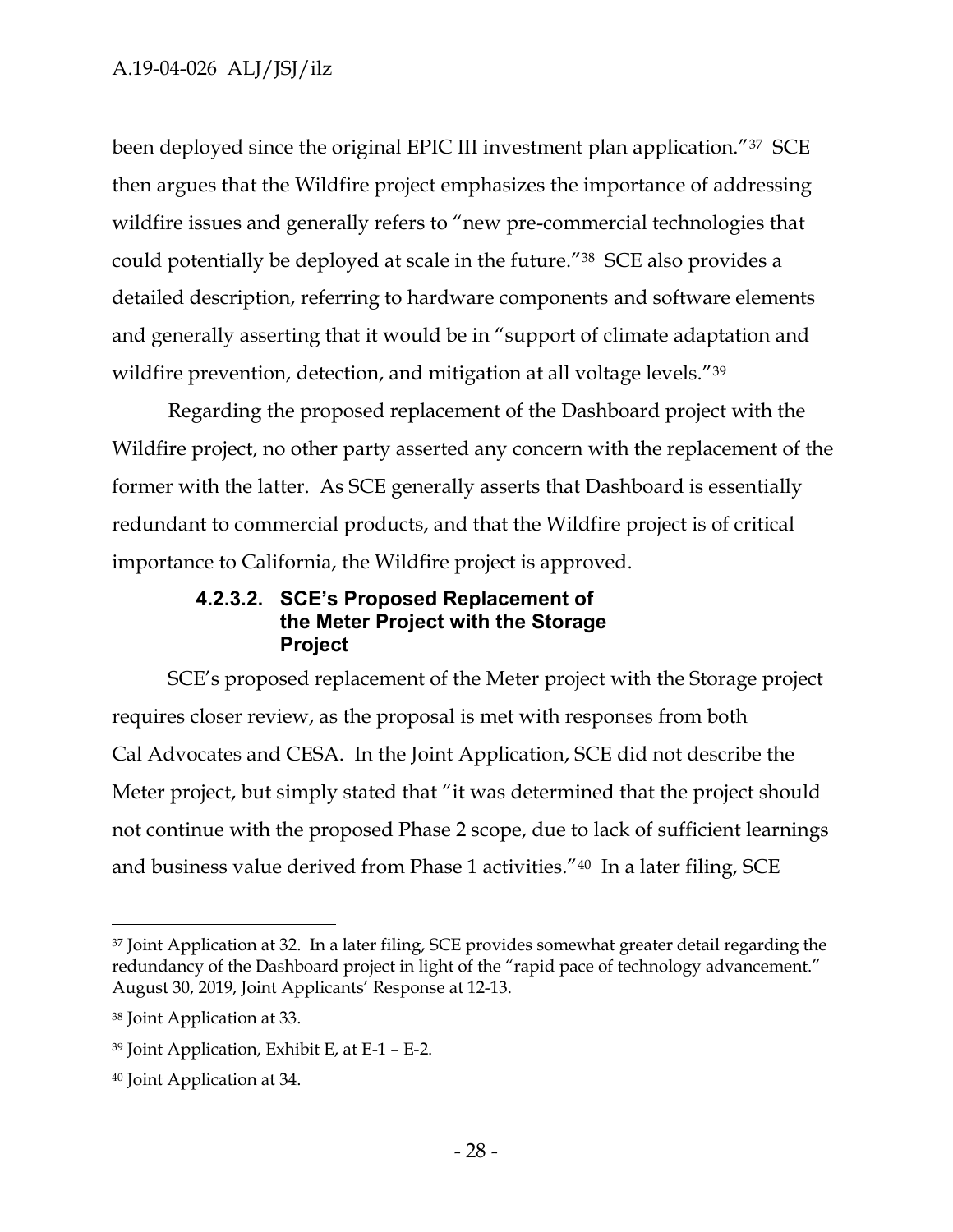been deployed since the original EPIC III investment plan application."[37] SCE then argues that the Wildfire project emphasizes the importance of addressing wildfire issues and generally refers to "new pre-commercial technologies that could potentially be deployed at scale in the future."[38] SCE also provides a detailed description, referring to hardware components and software elements and generally asserting that it would be in "support of climate adaptation and wildfire prevention, detection, and mitigation at all voltage levels."[39]

Regarding the proposed replacement of the Dashboard project with the Wildfire project, no other party asserted any concern with the replacement of the former with the latter. As SCE generally asserts that Dashboard is essentially redundant to commercial products, and that the Wildfire project is of critical importance to California, the Wildfire project is approved.

#### 4.2.3.2. SCE's Proposed Replacement of the Meter Project with the Storage Project

SCE's proposed replacement of the Meter project with the Storage project requires closer review, as the proposal is met with responses from both Cal Advocates and CESA. In the Joint Application, SCE did not describe the Meter project, but simply stated that "it was determined that the project should not continue with the proposed Phase 2 scope, due to lack of sufficient learnings and business value derived from Phase 1 activities."[40] In a later filing, SCE

---

[37] Joint Application at 32. In a later filing, SCE provides somewhat greater detail regarding the redundancy of the Dashboard project in light of the "rapid pace of technology advancement." August 30, 2019, Joint Applicants' Response at 12-13.

[38] Joint Application at 33.

[39] Joint Application, Exhibit E, at E-1 – E-2.

[40] Joint Application at 34.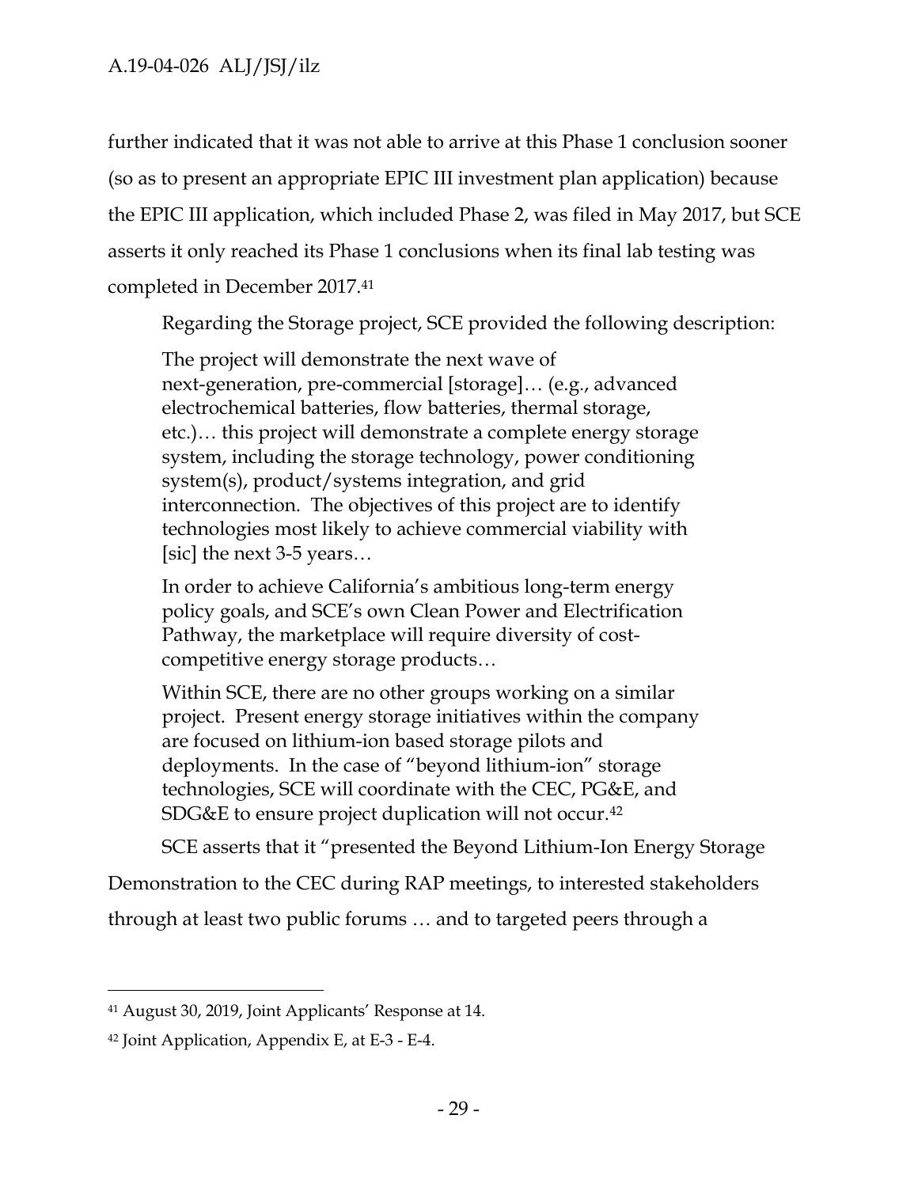further indicated that it was not able to arrive at this Phase 1 conclusion sooner (so as to present an appropriate EPIC III investment plan application) because the EPIC III application, which included Phase 2, was filed in May 2017, but SCE asserts it only reached its Phase 1 conclusions when its final lab testing was completed in December 2017.[41]

Regarding the Storage project, SCE provided the following description:

> The project will demonstrate the next wave of next-generation, pre-commercial [storage]… (e.g., advanced electrochemical batteries, flow batteries, thermal storage, etc.)… this project will demonstrate a complete energy storage system, including the storage technology, power conditioning system(s), product/systems integration, and grid interconnection. The objectives of this project are to identify technologies most likely to achieve commercial viability with [sic] the next 3-5 years…
>
> In order to achieve California's ambitious long-term energy policy goals, and SCE's own Clean Power and Electrification Pathway, the marketplace will require diversity of cost-competitive energy storage products…
>
> Within SCE, there are no other groups working on a similar project. Present energy storage initiatives within the company are focused on lithium-ion based storage pilots and deployments. In the case of "beyond lithium-ion" storage technologies, SCE will coordinate with the CEC, PG&E, and SDG&E to ensure project duplication will not occur.[42]

SCE asserts that it "presented the Beyond Lithium-Ion Energy Storage Demonstration to the CEC during RAP meetings, to interested stakeholders through at least two public forums … and to targeted peers through a

---

[41] August 30, 2019, Joint Applicants' Response at 14.

[42] Joint Application, Appendix E, at E-3 - E-4.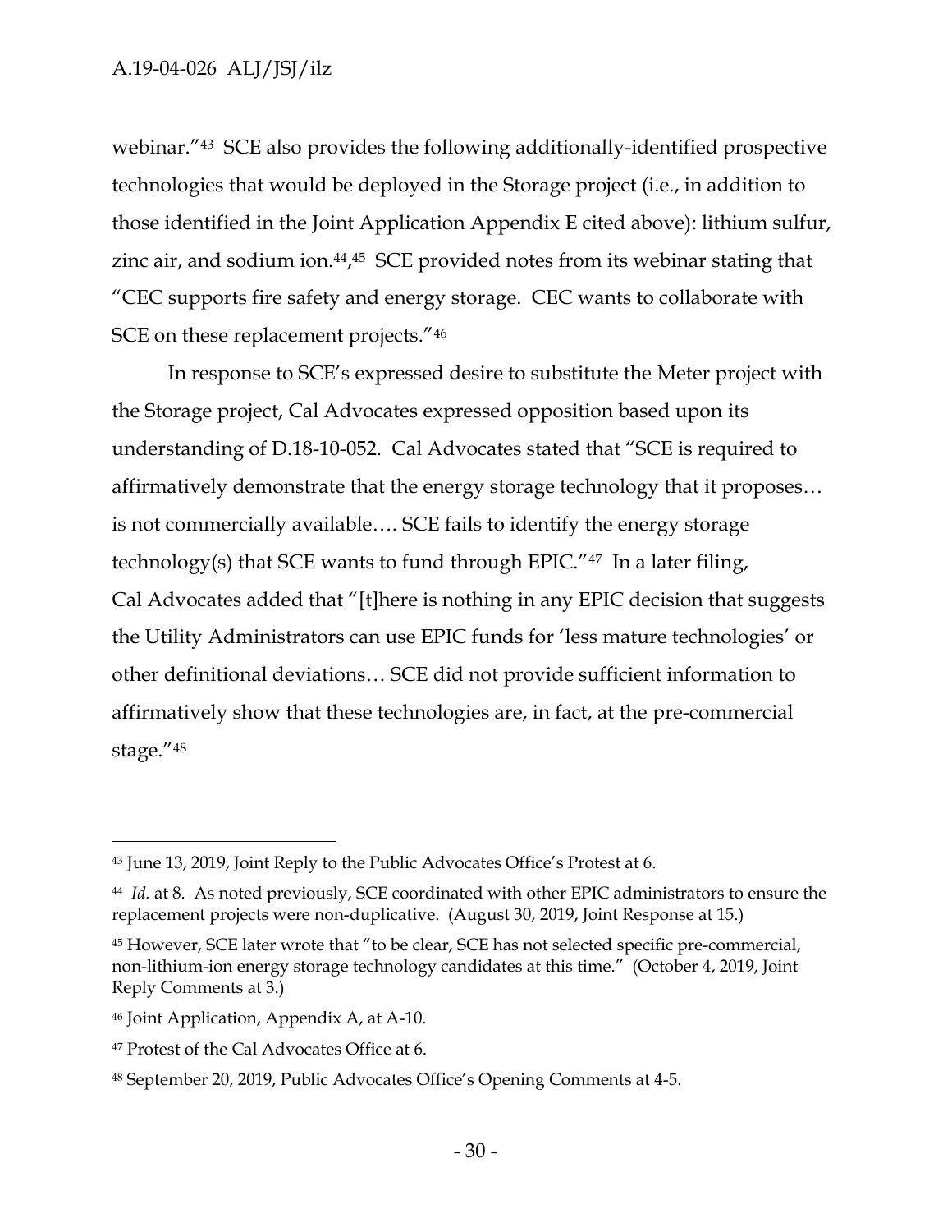webinar."[43] SCE also provides the following additionally-identified prospective technologies that would be deployed in the Storage project (i.e., in addition to those identified in the Joint Application Appendix E cited above): lithium sulfur, zinc air, and sodium ion.[44],[45] SCE provided notes from its webinar stating that "CEC supports fire safety and energy storage. CEC wants to collaborate with SCE on these replacement projects."[46]

In response to SCE's expressed desire to substitute the Meter project with the Storage project, Cal Advocates expressed opposition based upon its understanding of D.18-10-052. Cal Advocates stated that "SCE is required to affirmatively demonstrate that the energy storage technology that it proposes… is not commercially available…. SCE fails to identify the energy storage technology(s) that SCE wants to fund through EPIC."[47] In a later filing, Cal Advocates added that "[t]here is nothing in any EPIC decision that suggests the Utility Administrators can use EPIC funds for 'less mature technologies' or other definitional deviations… SCE did not provide sufficient information to affirmatively show that these technologies are, in fact, at the pre-commercial stage."[48]

---

[43] June 13, 2019, Joint Reply to the Public Advocates Office's Protest at 6.

[44] *Id.* at 8. As noted previously, SCE coordinated with other EPIC administrators to ensure the replacement projects were non-duplicative. (August 30, 2019, Joint Response at 15.)

[45] However, SCE later wrote that "to be clear, SCE has not selected specific pre-commercial, non-lithium-ion energy storage technology candidates at this time." (October 4, 2019, Joint Reply Comments at 3.)

[46] Joint Application, Appendix A, at A-10.

[47] Protest of the Cal Advocates Office at 6.

[48] September 20, 2019, Public Advocates Office's Opening Comments at 4-5.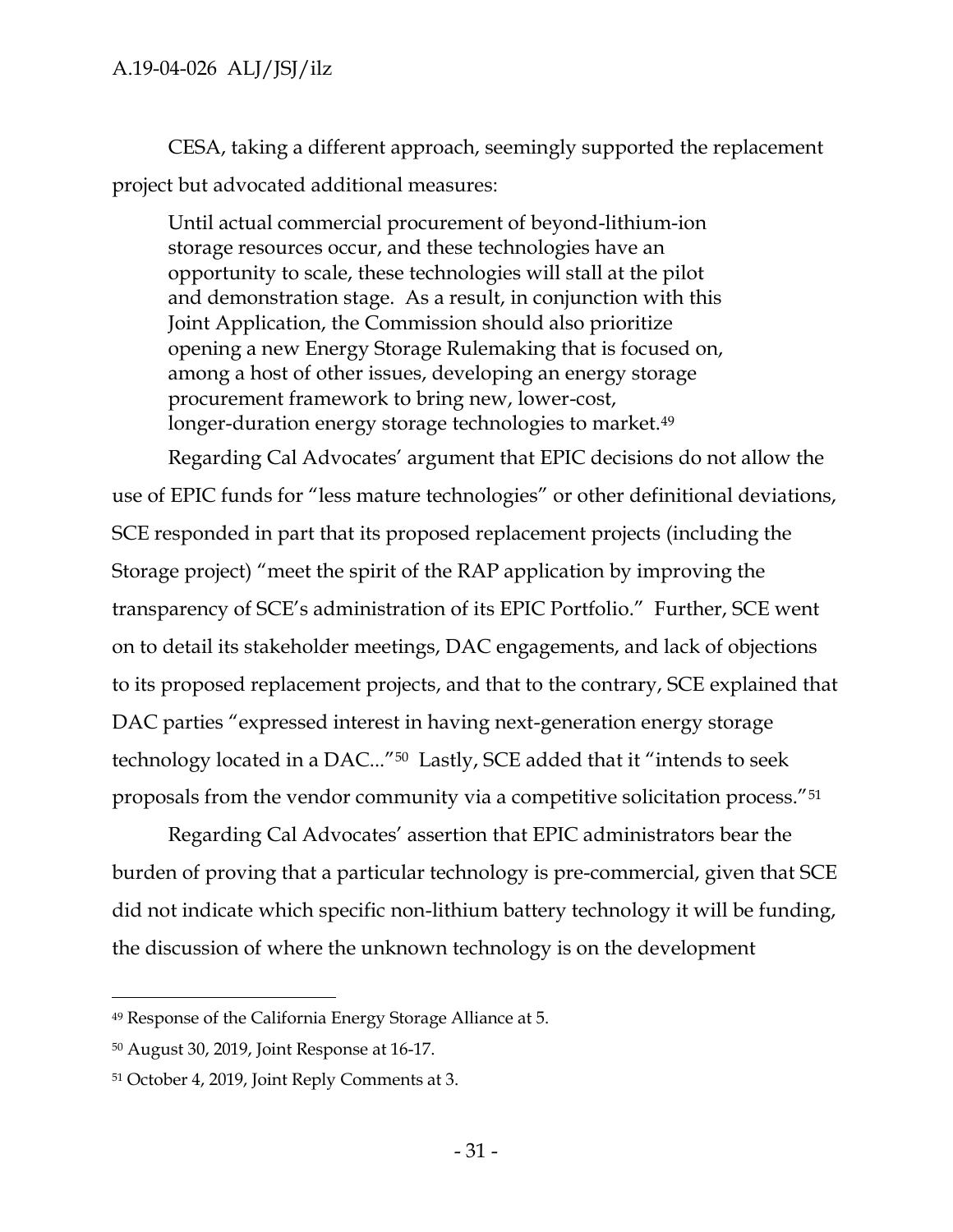CESA, taking a different approach, seemingly supported the replacement project but advocated additional measures:

> Until actual commercial procurement of beyond-lithium-ion storage resources occur, and these technologies have an opportunity to scale, these technologies will stall at the pilot and demonstration stage. As a result, in conjunction with this Joint Application, the Commission should also prioritize opening a new Energy Storage Rulemaking that is focused on, among a host of other issues, developing an energy storage procurement framework to bring new, lower-cost, longer-duration energy storage technologies to market.[49]

Regarding Cal Advocates' argument that EPIC decisions do not allow the use of EPIC funds for "less mature technologies" or other definitional deviations, SCE responded in part that its proposed replacement projects (including the Storage project) "meet the spirit of the RAP application by improving the transparency of SCE's administration of its EPIC Portfolio." Further, SCE went on to detail its stakeholder meetings, DAC engagements, and lack of objections to its proposed replacement projects, and that to the contrary, SCE explained that DAC parties "expressed interest in having next-generation energy storage technology located in a DAC..."[50] Lastly, SCE added that it "intends to seek proposals from the vendor community via a competitive solicitation process."[51]

Regarding Cal Advocates' assertion that EPIC administrators bear the burden of proving that a particular technology is pre-commercial, given that SCE did not indicate which specific non-lithium battery technology it will be funding, the discussion of where the unknown technology is on the development

---

[49] Response of the California Energy Storage Alliance at 5.

[50] August 30, 2019, Joint Response at 16-17.

[51] October 4, 2019, Joint Reply Comments at 3.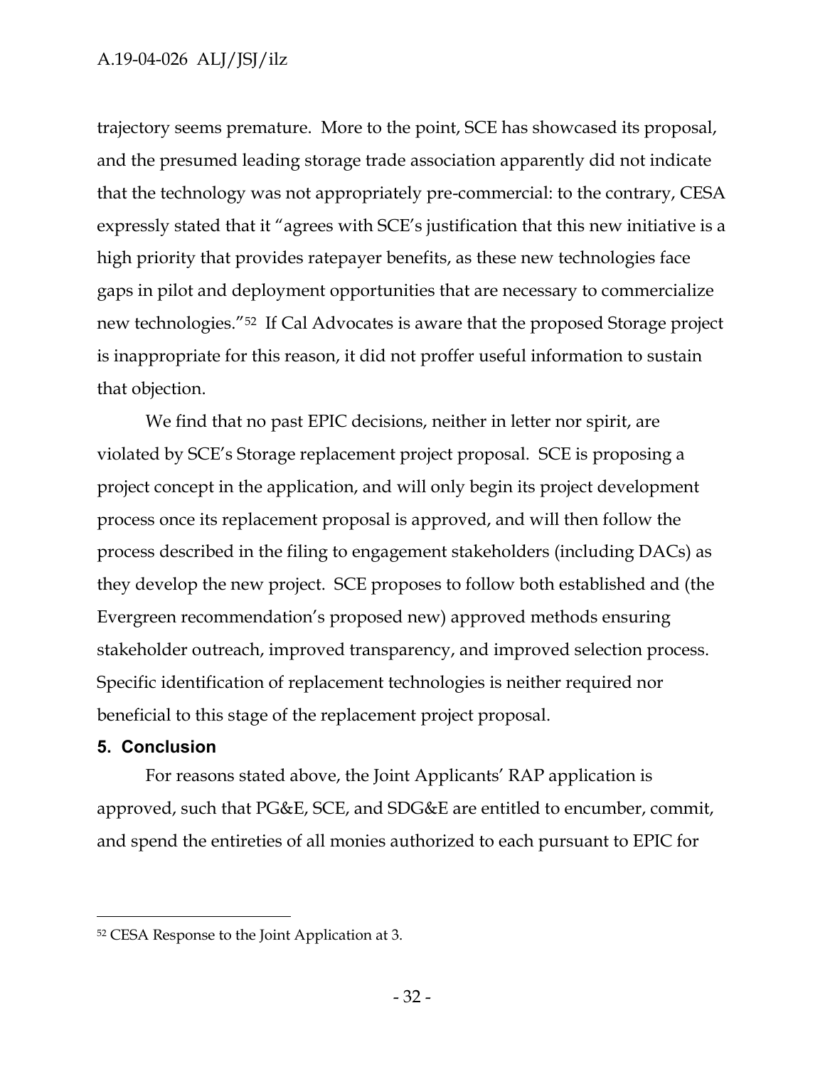trajectory seems premature. More to the point, SCE has showcased its proposal, and the presumed leading storage trade association apparently did not indicate that the technology was not appropriately pre-commercial: to the contrary, CESA expressly stated that it "agrees with SCE's justification that this new initiative is a high priority that provides ratepayer benefits, as these new technologies face gaps in pilot and deployment opportunities that are necessary to commercialize new technologies."[52] If Cal Advocates is aware that the proposed Storage project is inappropriate for this reason, it did not proffer useful information to sustain that objection.

We find that no past EPIC decisions, neither in letter nor spirit, are violated by SCE's Storage replacement project proposal. SCE is proposing a project concept in the application, and will only begin its project development process once its replacement proposal is approved, and will then follow the process described in the filing to engagement stakeholders (including DACs) as they develop the new project. SCE proposes to follow both established and (the Evergreen recommendation's proposed new) approved methods ensuring stakeholder outreach, improved transparency, and improved selection process. Specific identification of replacement technologies is neither required nor beneficial to this stage of the replacement project proposal.

## 5. Conclusion

For reasons stated above, the Joint Applicants' RAP application is approved, such that PG&E, SCE, and SDG&E are entitled to encumber, commit, and spend the entireties of all monies authorized to each pursuant to EPIC for

---

[52] CESA Response to the Joint Application at 3.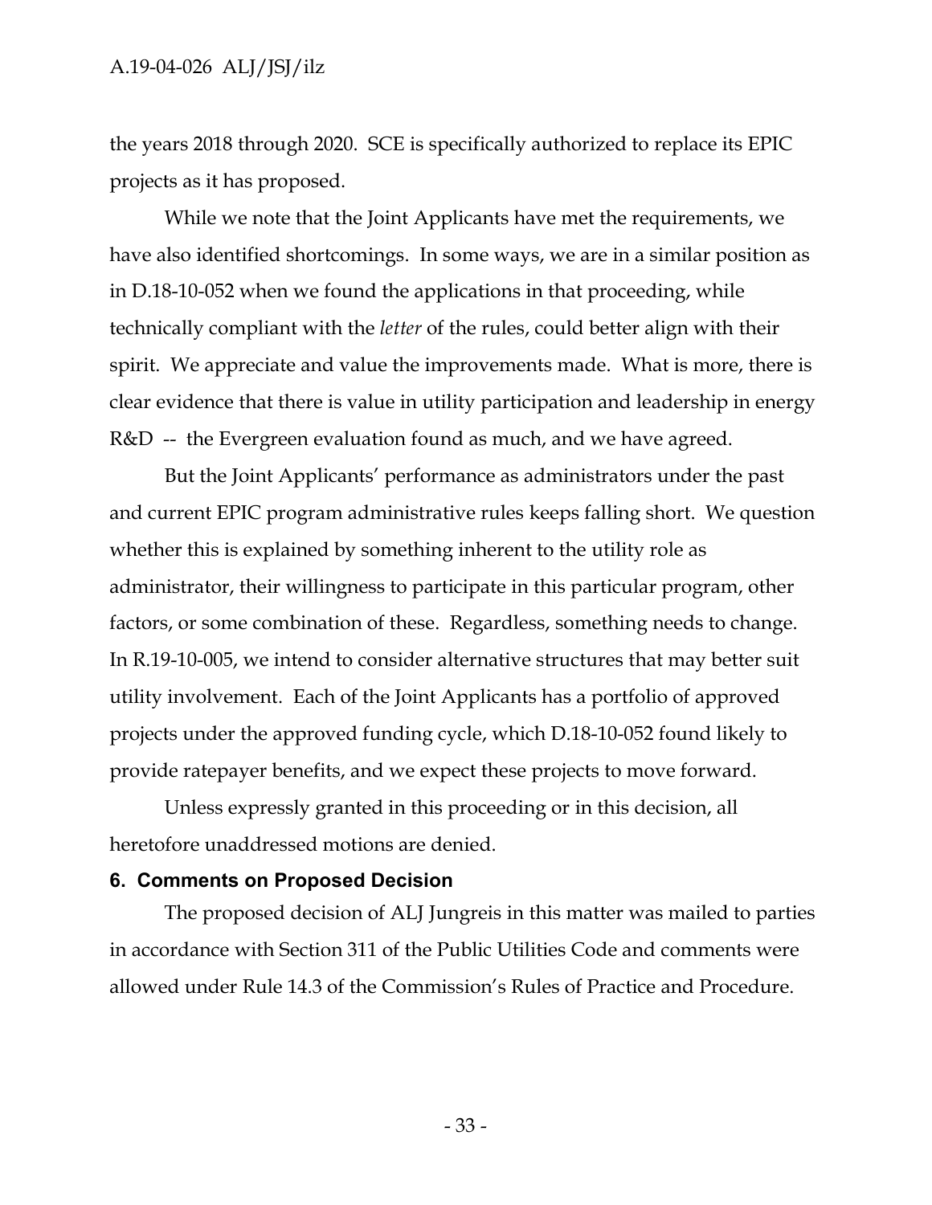the years 2018 through 2020. SCE is specifically authorized to replace its EPIC projects as it has proposed.

While we note that the Joint Applicants have met the requirements, we have also identified shortcomings. In some ways, we are in a similar position as in D.18-10-052 when we found the applications in that proceeding, while technically compliant with the *letter* of the rules, could better align with their spirit. We appreciate and value the improvements made. What is more, there is clear evidence that there is value in utility participation and leadership in energy R&D -- the Evergreen evaluation found as much, and we have agreed.

But the Joint Applicants' performance as administrators under the past and current EPIC program administrative rules keeps falling short. We question whether this is explained by something inherent to the utility role as administrator, their willingness to participate in this particular program, other factors, or some combination of these. Regardless, something needs to change. In R.19-10-005, we intend to consider alternative structures that may better suit utility involvement. Each of the Joint Applicants has a portfolio of approved projects under the approved funding cycle, which D.18-10-052 found likely to provide ratepayer benefits, and we expect these projects to move forward.

Unless expressly granted in this proceeding or in this decision, all heretofore unaddressed motions are denied.

## 6. Comments on Proposed Decision

The proposed decision of ALJ Jungreis in this matter was mailed to parties in accordance with Section 311 of the Public Utilities Code and comments were allowed under Rule 14.3 of the Commission's Rules of Practice and Procedure.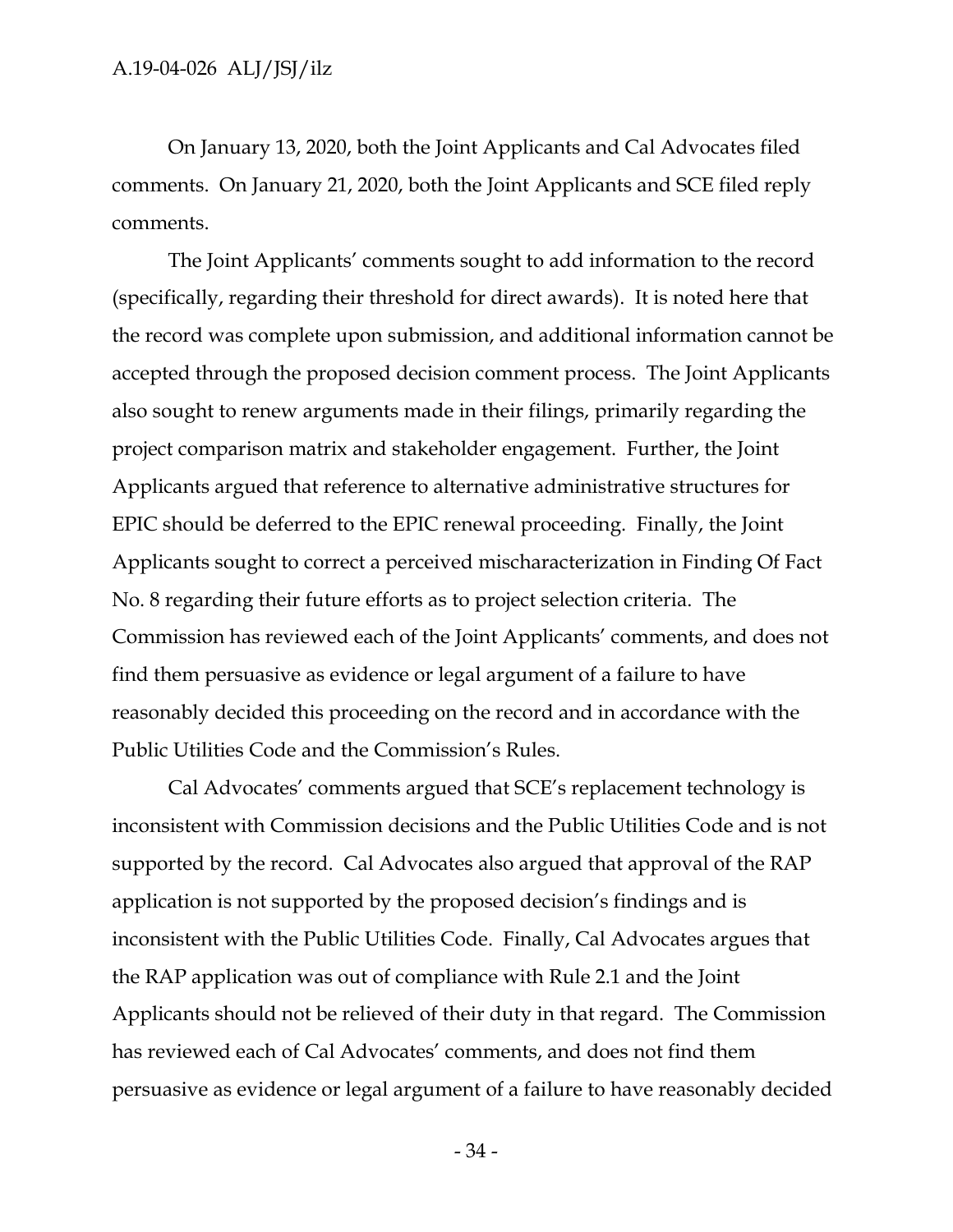On January 13, 2020, both the Joint Applicants and Cal Advocates filed comments. On January 21, 2020, both the Joint Applicants and SCE filed reply comments.

The Joint Applicants' comments sought to add information to the record (specifically, regarding their threshold for direct awards). It is noted here that the record was complete upon submission, and additional information cannot be accepted through the proposed decision comment process. The Joint Applicants also sought to renew arguments made in their filings, primarily regarding the project comparison matrix and stakeholder engagement. Further, the Joint Applicants argued that reference to alternative administrative structures for EPIC should be deferred to the EPIC renewal proceeding. Finally, the Joint Applicants sought to correct a perceived mischaracterization in Finding Of Fact No. 8 regarding their future efforts as to project selection criteria. The Commission has reviewed each of the Joint Applicants' comments, and does not find them persuasive as evidence or legal argument of a failure to have reasonably decided this proceeding on the record and in accordance with the Public Utilities Code and the Commission's Rules.

Cal Advocates' comments argued that SCE's replacement technology is inconsistent with Commission decisions and the Public Utilities Code and is not supported by the record. Cal Advocates also argued that approval of the RAP application is not supported by the proposed decision's findings and is inconsistent with the Public Utilities Code. Finally, Cal Advocates argues that the RAP application was out of compliance with Rule 2.1 and the Joint Applicants should not be relieved of their duty in that regard. The Commission has reviewed each of Cal Advocates' comments, and does not find them persuasive as evidence or legal argument of a failure to have reasonably decided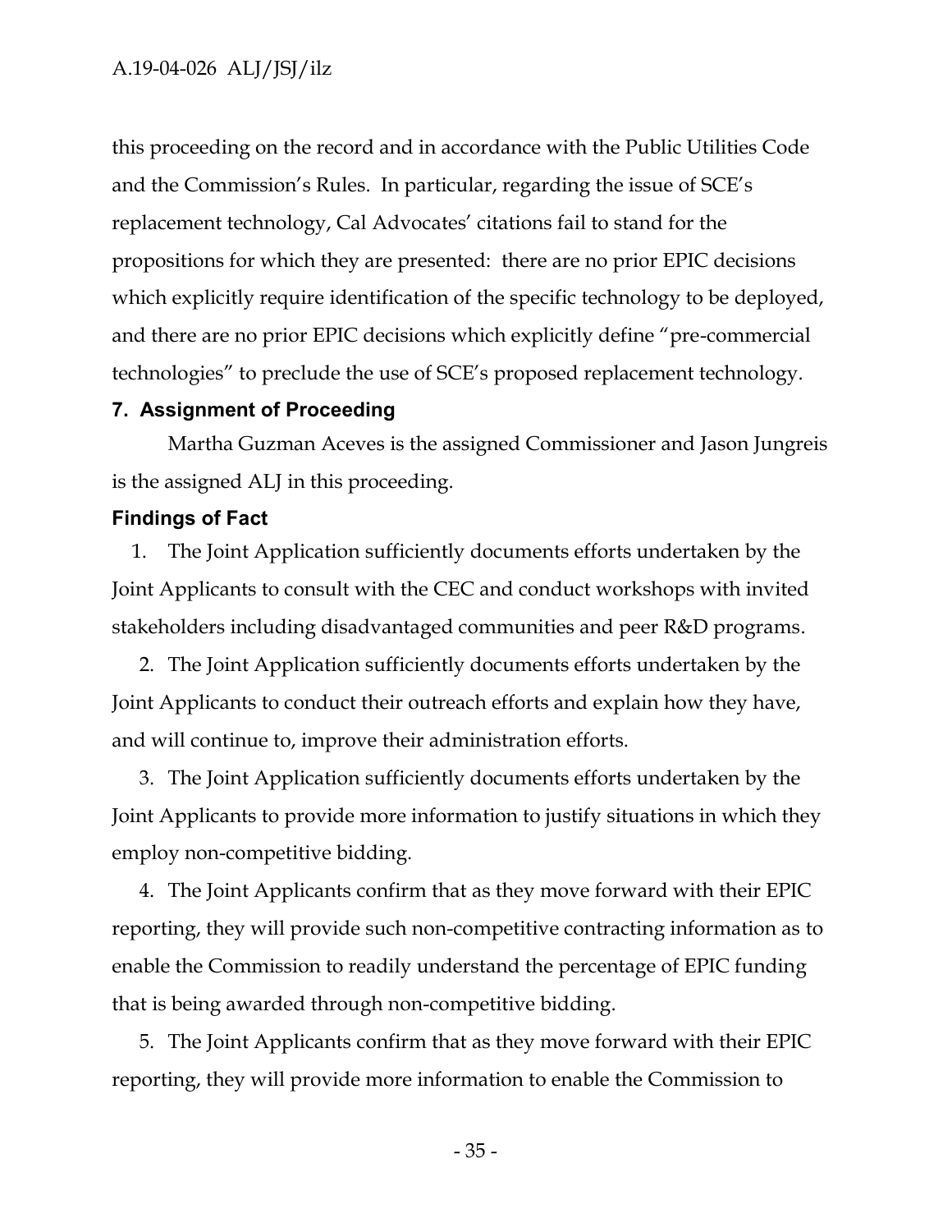this proceeding on the record and in accordance with the Public Utilities Code and the Commission's Rules. In particular, regarding the issue of SCE's replacement technology, Cal Advocates' citations fail to stand for the propositions for which they are presented: there are no prior EPIC decisions which explicitly require identification of the specific technology to be deployed, and there are no prior EPIC decisions which explicitly define "pre-commercial technologies" to preclude the use of SCE's proposed replacement technology.

## 7. Assignment of Proceeding

Martha Guzman Aceves is the assigned Commissioner and Jason Jungreis is the assigned ALJ in this proceeding.

## Findings of Fact

1. The Joint Application sufficiently documents efforts undertaken by the Joint Applicants to consult with the CEC and conduct workshops with invited stakeholders including disadvantaged communities and peer R&D programs.

2. The Joint Application sufficiently documents efforts undertaken by the Joint Applicants to conduct their outreach efforts and explain how they have, and will continue to, improve their administration efforts.

3. The Joint Application sufficiently documents efforts undertaken by the Joint Applicants to provide more information to justify situations in which they employ non-competitive bidding.

4. The Joint Applicants confirm that as they move forward with their EPIC reporting, they will provide such non-competitive contracting information as to enable the Commission to readily understand the percentage of EPIC funding that is being awarded through non-competitive bidding.

5. The Joint Applicants confirm that as they move forward with their EPIC reporting, they will provide more information to enable the Commission to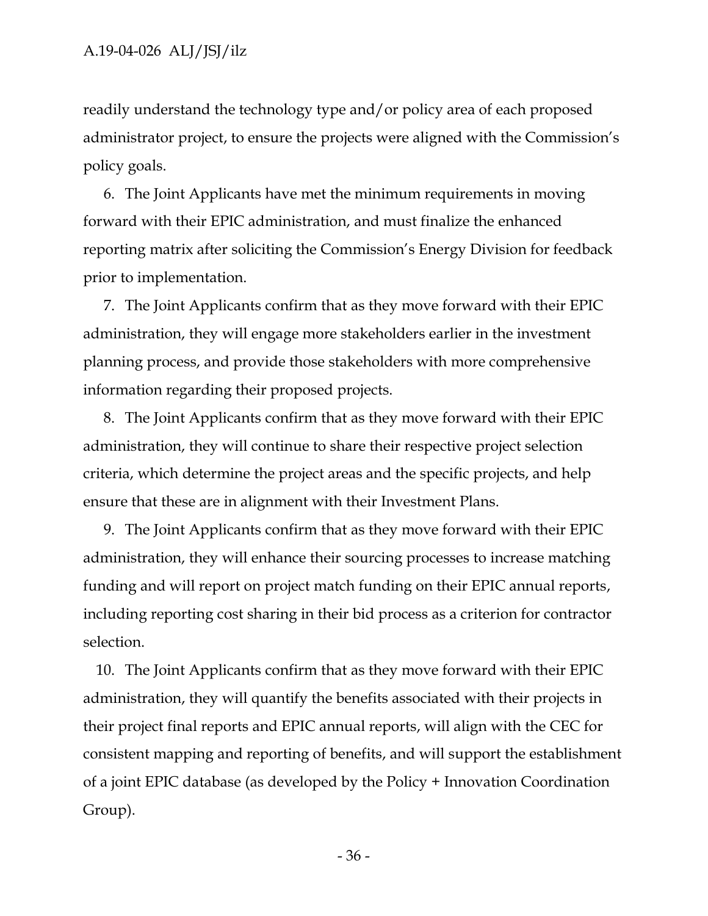readily understand the technology type and/or policy area of each proposed administrator project, to ensure the projects were aligned with the Commission's policy goals.

6. The Joint Applicants have met the minimum requirements in moving forward with their EPIC administration, and must finalize the enhanced reporting matrix after soliciting the Commission's Energy Division for feedback prior to implementation.

7. The Joint Applicants confirm that as they move forward with their EPIC administration, they will engage more stakeholders earlier in the investment planning process, and provide those stakeholders with more comprehensive information regarding their proposed projects.

8. The Joint Applicants confirm that as they move forward with their EPIC administration, they will continue to share their respective project selection criteria, which determine the project areas and the specific projects, and help ensure that these are in alignment with their Investment Plans.

9. The Joint Applicants confirm that as they move forward with their EPIC administration, they will enhance their sourcing processes to increase matching funding and will report on project match funding on their EPIC annual reports, including reporting cost sharing in their bid process as a criterion for contractor selection.

10. The Joint Applicants confirm that as they move forward with their EPIC administration, they will quantify the benefits associated with their projects in their project final reports and EPIC annual reports, will align with the CEC for consistent mapping and reporting of benefits, and will support the establishment of a joint EPIC database (as developed by the Policy + Innovation Coordination Group).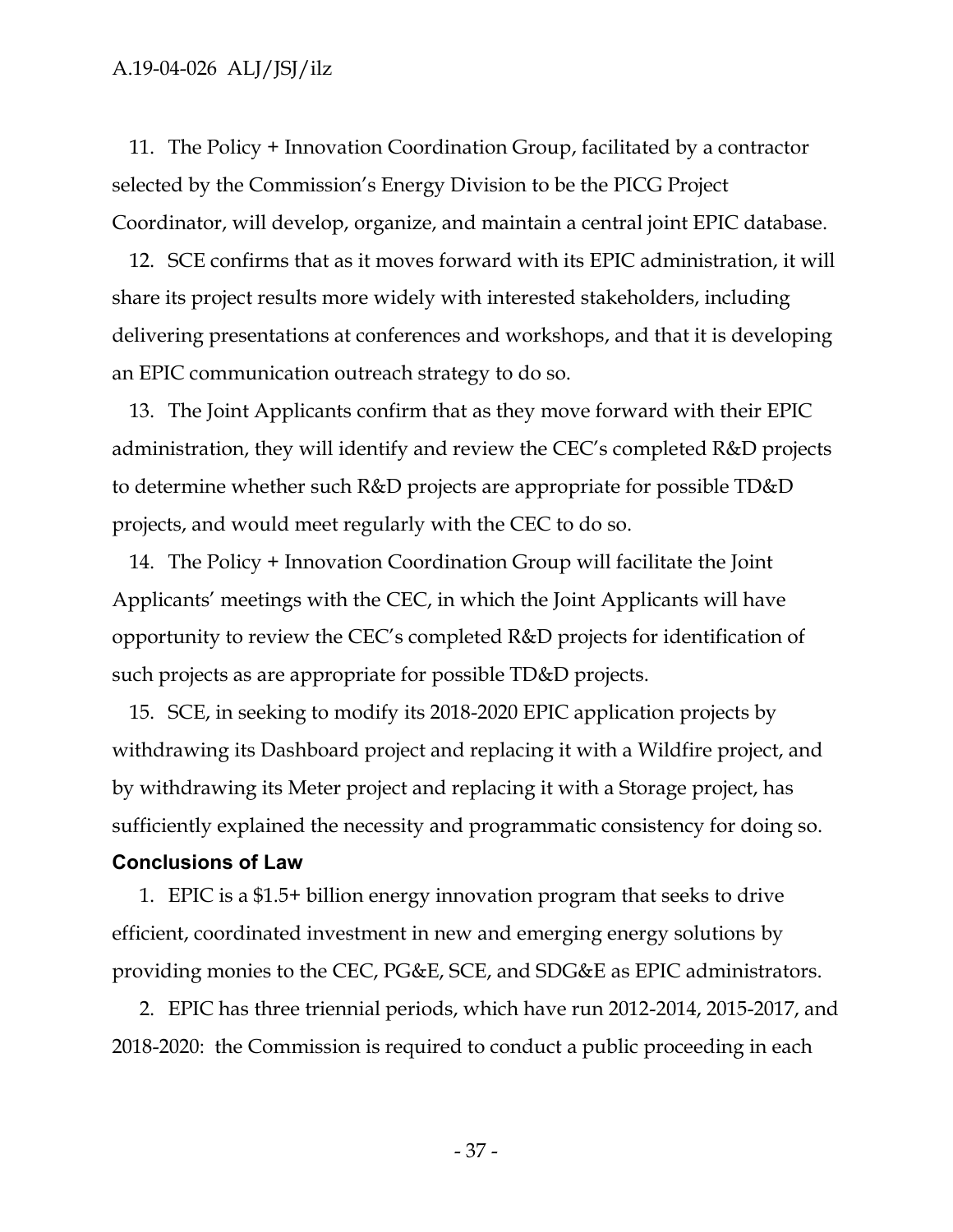11. The Policy + Innovation Coordination Group, facilitated by a contractor selected by the Commission's Energy Division to be the PICG Project Coordinator, will develop, organize, and maintain a central joint EPIC database.

12. SCE confirms that as it moves forward with its EPIC administration, it will share its project results more widely with interested stakeholders, including delivering presentations at conferences and workshops, and that it is developing an EPIC communication outreach strategy to do so.

13. The Joint Applicants confirm that as they move forward with their EPIC administration, they will identify and review the CEC's completed R&D projects to determine whether such R&D projects are appropriate for possible TD&D projects, and would meet regularly with the CEC to do so.

14. The Policy + Innovation Coordination Group will facilitate the Joint Applicants' meetings with the CEC, in which the Joint Applicants will have opportunity to review the CEC's completed R&D projects for identification of such projects as are appropriate for possible TD&D projects.

15. SCE, in seeking to modify its 2018-2020 EPIC application projects by withdrawing its Dashboard project and replacing it with a Wildfire project, and by withdrawing its Meter project and replacing it with a Storage project, has sufficiently explained the necessity and programmatic consistency for doing so.

## Conclusions of Law

1. EPIC is a $1.5+ billion energy innovation program that seeks to drive efficient, coordinated investment in new and emerging energy solutions by providing monies to the CEC, PG&E, SCE, and SDG&E as EPIC administrators.

2. EPIC has three triennial periods, which have run 2012-2014, 2015-2017, and 2018-2020: the Commission is required to conduct a public proceeding in each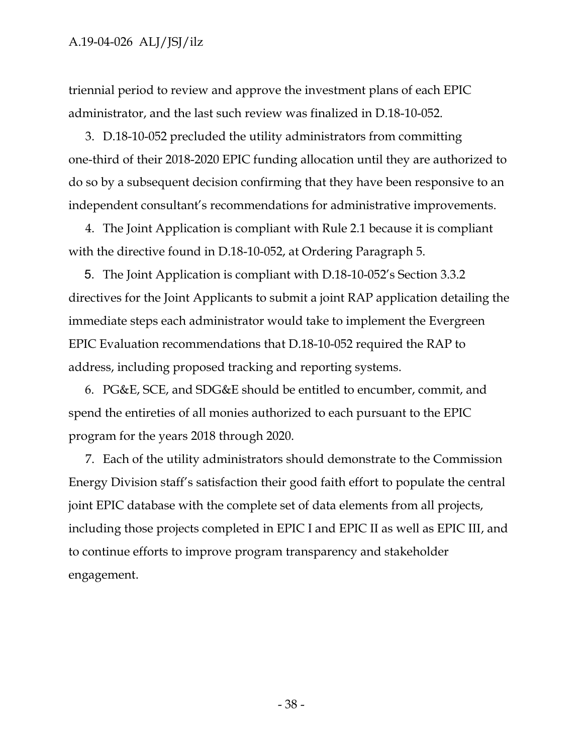triennial period to review and approve the investment plans of each EPIC administrator, and the last such review was finalized in D.18-10-052.

3. D.18-10-052 precluded the utility administrators from committing one-third of their 2018-2020 EPIC funding allocation until they are authorized to do so by a subsequent decision confirming that they have been responsive to an independent consultant's recommendations for administrative improvements.

4. The Joint Application is compliant with Rule 2.1 because it is compliant with the directive found in D.18-10-052, at Ordering Paragraph 5.

5. The Joint Application is compliant with D.18-10-052's Section 3.3.2 directives for the Joint Applicants to submit a joint RAP application detailing the immediate steps each administrator would take to implement the Evergreen EPIC Evaluation recommendations that D.18-10-052 required the RAP to address, including proposed tracking and reporting systems.

6. PG&E, SCE, and SDG&E should be entitled to encumber, commit, and spend the entireties of all monies authorized to each pursuant to the EPIC program for the years 2018 through 2020.

7. Each of the utility administrators should demonstrate to the Commission Energy Division staff's satisfaction their good faith effort to populate the central joint EPIC database with the complete set of data elements from all projects, including those projects completed in EPIC I and EPIC II as well as EPIC III, and to continue efforts to improve program transparency and stakeholder engagement.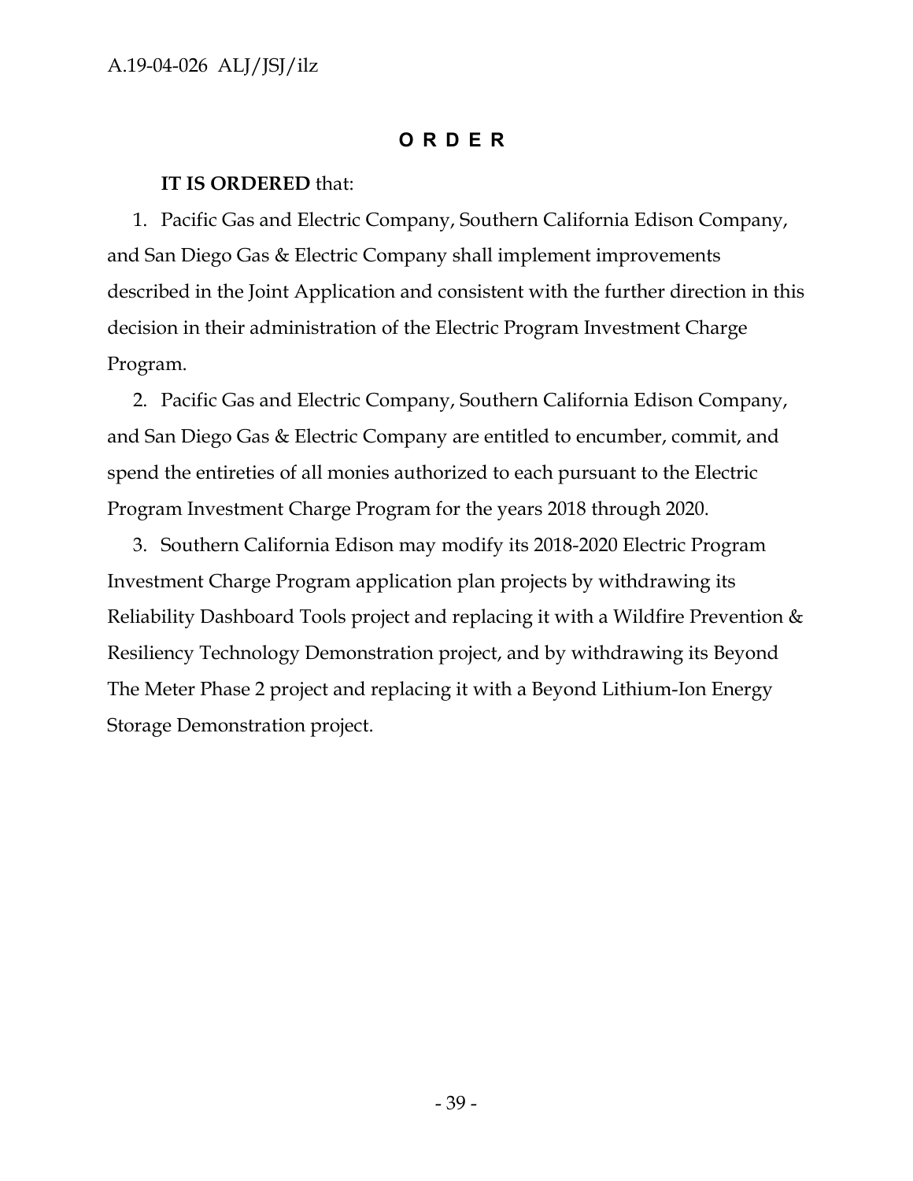# O R D E R

**IT IS ORDERED** that:

1. Pacific Gas and Electric Company, Southern California Edison Company, and San Diego Gas & Electric Company shall implement improvements described in the Joint Application and consistent with the further direction in this decision in their administration of the Electric Program Investment Charge Program.

2. Pacific Gas and Electric Company, Southern California Edison Company, and San Diego Gas & Electric Company are entitled to encumber, commit, and spend the entireties of all monies authorized to each pursuant to the Electric Program Investment Charge Program for the years 2018 through 2020.

3. Southern California Edison may modify its 2018-2020 Electric Program Investment Charge Program application plan projects by withdrawing its Reliability Dashboard Tools project and replacing it with a Wildfire Prevention & Resiliency Technology Demonstration project, and by withdrawing its Beyond The Meter Phase 2 project and replacing it with a Beyond Lithium-Ion Energy Storage Demonstration project.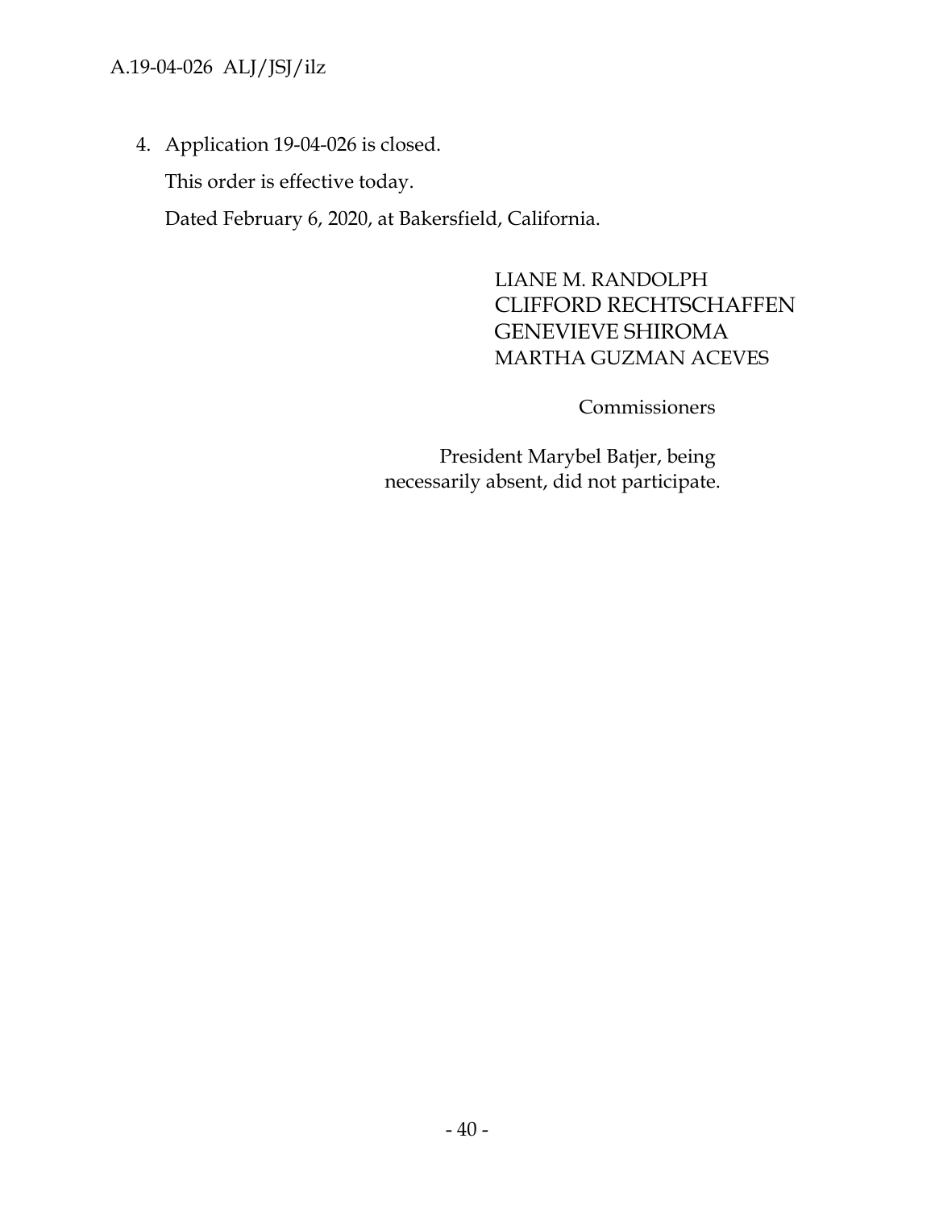4. Application 19-04-026 is closed.

This order is effective today.

Dated February 6, 2020, at Bakersfield, California.

LIANE M. RANDOLPH
CLIFFORD RECHTSCHAFFEN
GENEVIEVE SHIROMA
MARTHA GUZMAN ACEVES

Commissioners

President Marybel Batjer, being necessarily absent, did not participate.